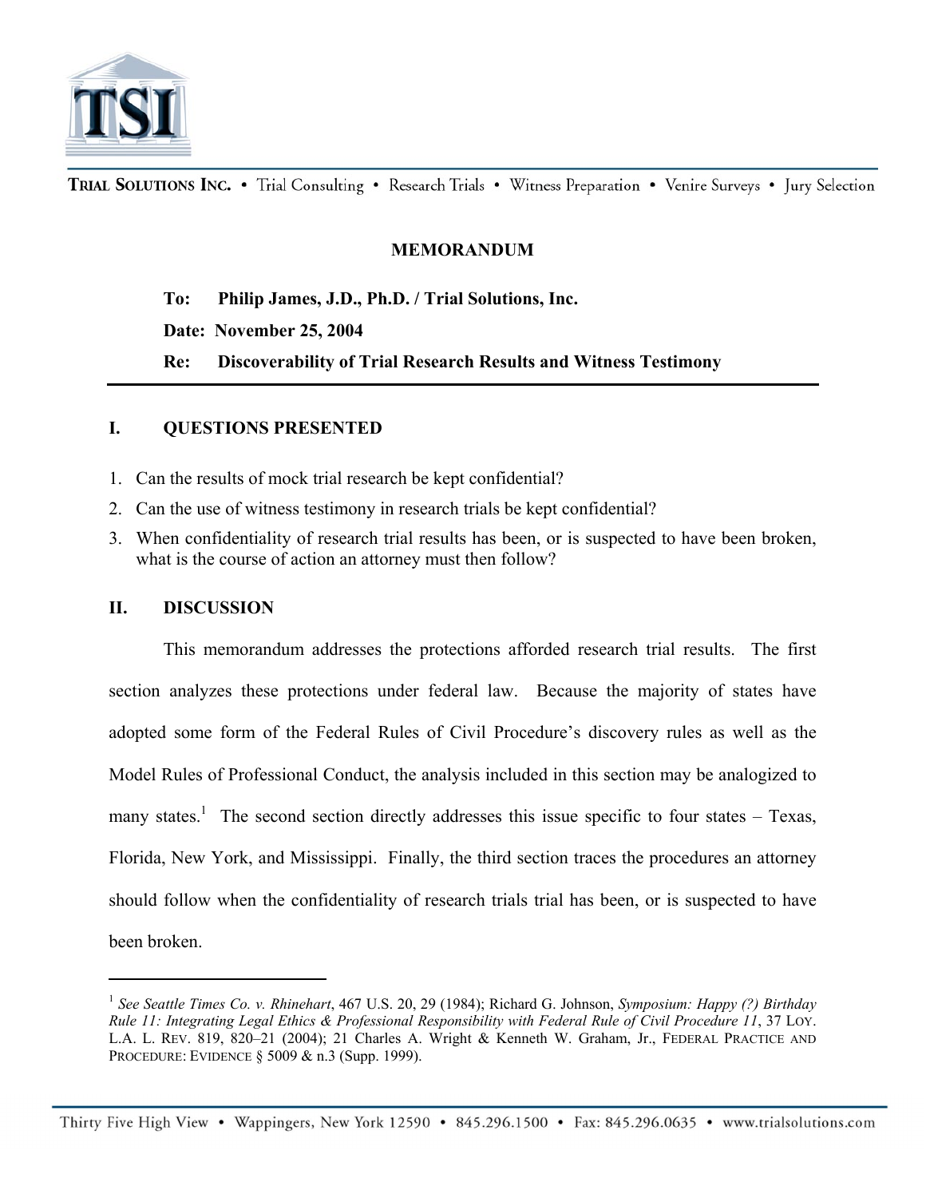TRIAL SOLUTIONS INC. • Trial Consulting • Research Trials • Witness Preparation • Venire Surveys • Jury Selection

# MEMORANDUM

**To:** Philip James, J.D., Ph.D. / Trial Solutions, Inc.

**Date:** November 25, 2004

**Re:** Discoverability of Trial Research Results and Witness Testimony

---

## I. QUESTIONS PRESENTED

1. Can the results of mock trial research be kept confidential?
2. Can the use of witness testimony in research trials be kept confidential?
3. When confidentiality of research trial results has been, or is suspected to have been broken, what is the course of action an attorney must then follow?

## II. DISCUSSION

This memorandum addresses the protections afforded research trial results. The first section analyzes these protections under federal law. Because the majority of states have adopted some form of the Federal Rules of Civil Procedure's discovery rules as well as the Model Rules of Professional Conduct, the analysis included in this section may be analogized to many states.[1] The second section directly addresses this issue specific to four states – Texas, Florida, New York, and Mississippi. Finally, the third section traces the procedures an attorney should follow when the confidentiality of research trials trial has been, or is suspected to have been broken.

---

[1] *See Seattle Times Co. v. Rhinehart*, 467 U.S. 20, 29 (1984); Richard G. Johnson, *Symposium: Happy (?) Birthday Rule 11: Integrating Legal Ethics & Professional Responsibility with Federal Rule of Civil Procedure 11*, 37 LOY. L.A. L. REV. 819, 820–21 (2004); 21 Charles A. Wright & Kenneth W. Graham, Jr., FEDERAL PRACTICE AND PROCEDURE: EVIDENCE § 5009 & n.3 (Supp. 1999).

Thirty Five High View • Wappingers, New York 12590 • 845.296.1500 • Fax: 845.296.0635 • www.trialsolutions.com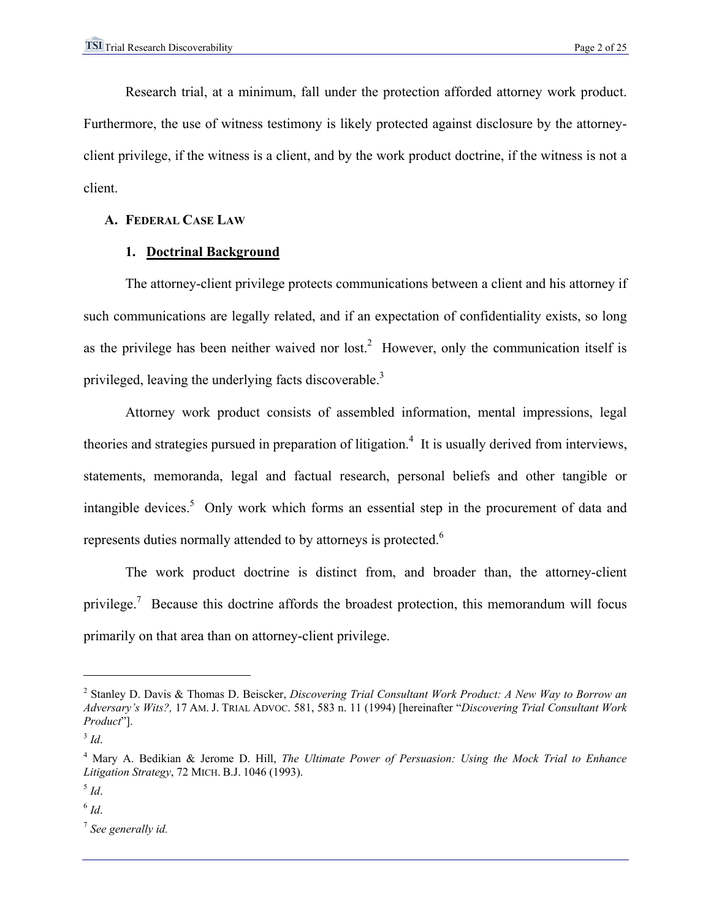Research trial, at a minimum, fall under the protection afforded attorney work product. Furthermore, the use of witness testimony is likely protected against disclosure by the attorney-client privilege, if the witness is a client, and by the work product doctrine, if the witness is not a client.

### A. FEDERAL CASE LAW

#### 1. <u>Doctrinal Background</u>

The attorney-client privilege protects communications between a client and his attorney if such communications are legally related, and if an expectation of confidentiality exists, so long as the privilege has been neither waived nor lost.[2] However, only the communication itself is privileged, leaving the underlying facts discoverable.[3]

Attorney work product consists of assembled information, mental impressions, legal theories and strategies pursued in preparation of litigation.[4] It is usually derived from interviews, statements, memoranda, legal and factual research, personal beliefs and other tangible or intangible devices.[5] Only work which forms an essential step in the procurement of data and represents duties normally attended to by attorneys is protected.[6]

The work product doctrine is distinct from, and broader than, the attorney-client privilege.[7] Because this doctrine affords the broadest protection, this memorandum will focus primarily on that area than on attorney-client privilege.

---

[2] Stanley D. Davis & Thomas D. Beiscker, *Discovering Trial Consultant Work Product: A New Way to Borrow an Adversary's Wits?,* 17 AM. J. TRIAL ADVOC. 581, 583 n. 11 (1994) [hereinafter "*Discovering Trial Consultant Work Product*"].

[3] *Id*.

[4] Mary A. Bedikian & Jerome D. Hill, *The Ultimate Power of Persuasion: Using the Mock Trial to Enhance Litigation Strategy*, 72 MICH. B.J. 1046 (1993).

[5] *Id*.

[6] *Id*.

[7] *See generally id.*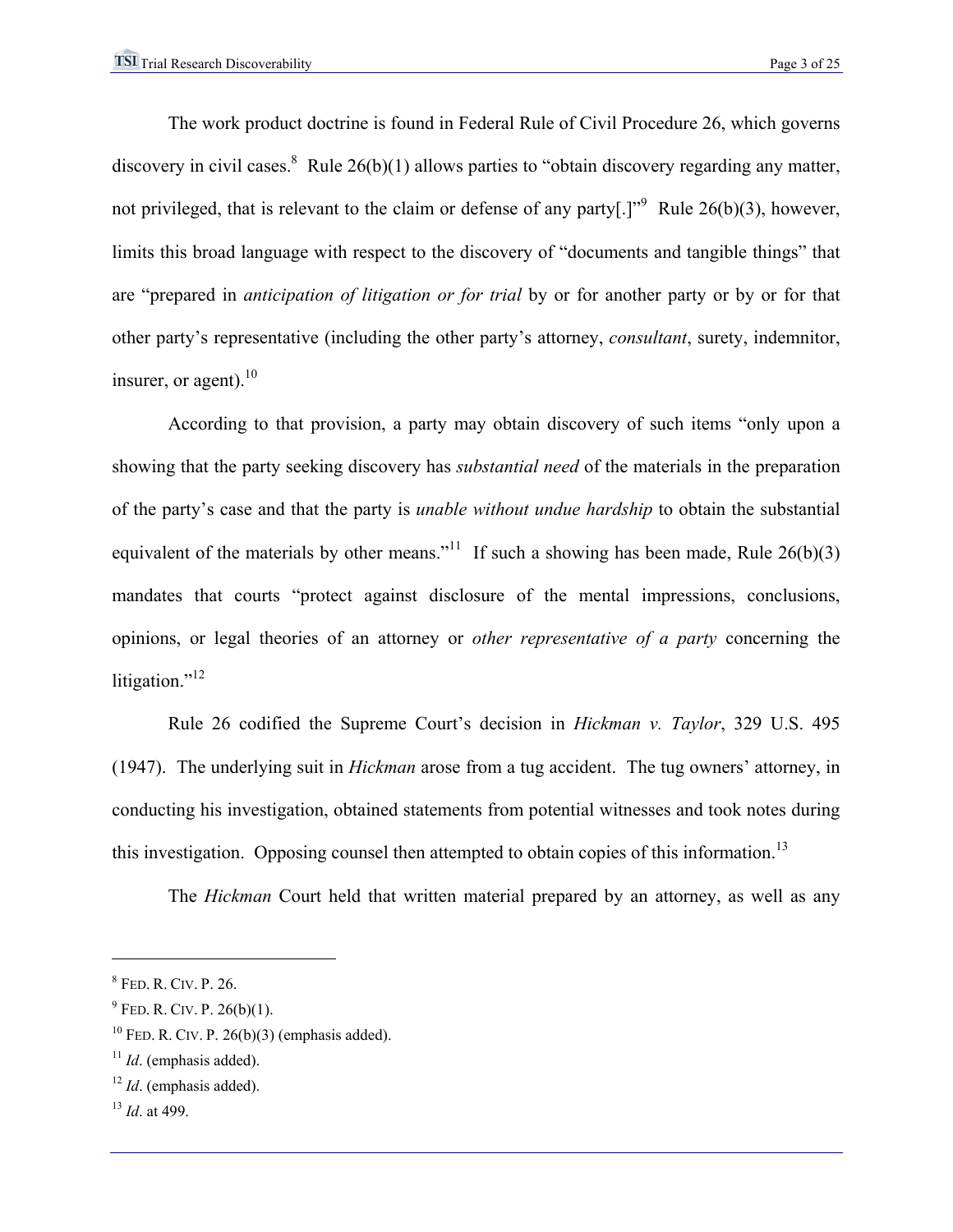The work product doctrine is found in Federal Rule of Civil Procedure 26, which governs discovery in civil cases.[8] Rule 26(b)(1) allows parties to "obtain discovery regarding any matter, not privileged, that is relevant to the claim or defense of any party[.]"[9] Rule 26(b)(3), however, limits this broad language with respect to the discovery of "documents and tangible things" that are "prepared in *anticipation of litigation or for trial* by or for another party or by or for that other party's representative (including the other party's attorney, *consultant*, surety, indemnitor, insurer, or agent).[10]

According to that provision, a party may obtain discovery of such items "only upon a showing that the party seeking discovery has *substantial need* of the materials in the preparation of the party's case and that the party is *unable without undue hardship* to obtain the substantial equivalent of the materials by other means."[11] If such a showing has been made, Rule 26(b)(3) mandates that courts "protect against disclosure of the mental impressions, conclusions, opinions, or legal theories of an attorney or *other representative of a party* concerning the litigation."[12]

Rule 26 codified the Supreme Court's decision in *Hickman v. Taylor*, 329 U.S. 495 (1947). The underlying suit in *Hickman* arose from a tug accident. The tug owners' attorney, in conducting his investigation, obtained statements from potential witnesses and took notes during this investigation. Opposing counsel then attempted to obtain copies of this information.[13]

The *Hickman* Court held that written material prepared by an attorney, as well as any

---

[8] FED. R. CIV. P. 26.

[9] FED. R. CIV. P. 26(b)(1).

[10] FED. R. CIV. P. 26(b)(3) (emphasis added).

[11] *Id*. (emphasis added).

[12] *Id*. (emphasis added).

[13] *Id*. at 499.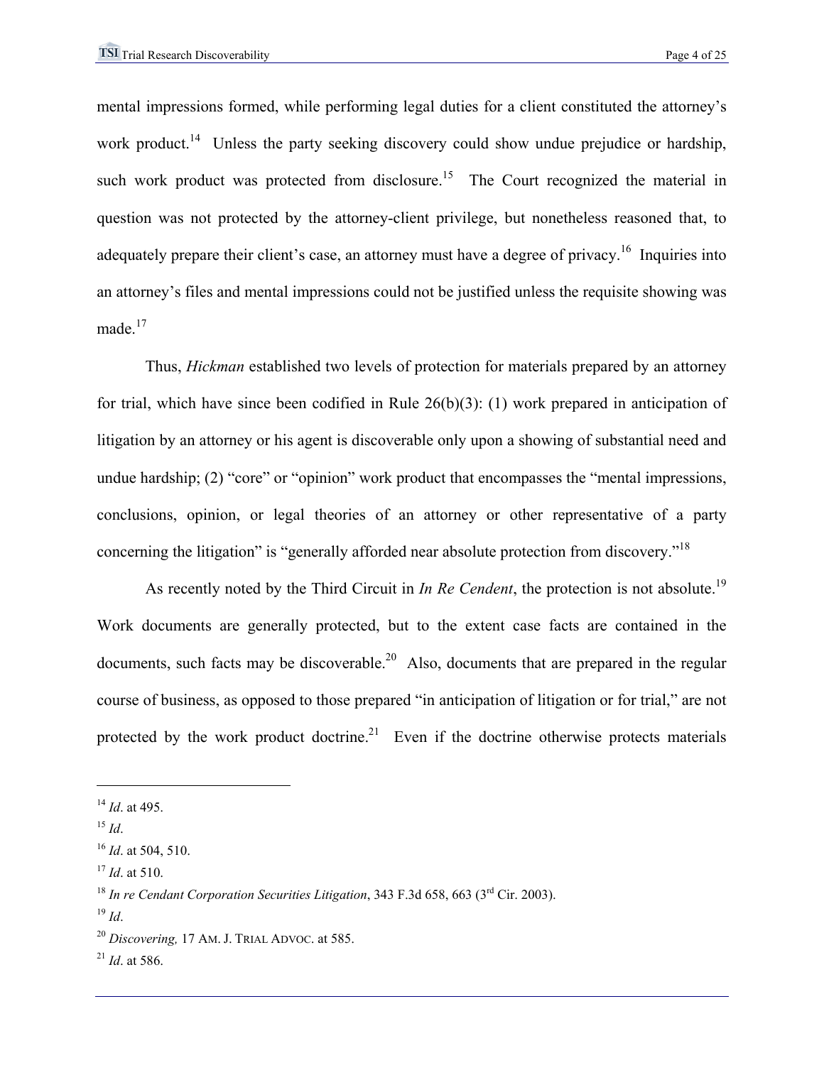mental impressions formed, while performing legal duties for a client constituted the attorney's work product.[14] Unless the party seeking discovery could show undue prejudice or hardship, such work product was protected from disclosure.[15] The Court recognized the material in question was not protected by the attorney-client privilege, but nonetheless reasoned that, to adequately prepare their client's case, an attorney must have a degree of privacy.[16] Inquiries into an attorney's files and mental impressions could not be justified unless the requisite showing was made.[17]

Thus, *Hickman* established two levels of protection for materials prepared by an attorney for trial, which have since been codified in Rule 26(b)(3): (1) work prepared in anticipation of litigation by an attorney or his agent is discoverable only upon a showing of substantial need and undue hardship; (2) "core" or "opinion" work product that encompasses the "mental impressions, conclusions, opinion, or legal theories of an attorney or other representative of a party concerning the litigation" is "generally afforded near absolute protection from discovery."[18]

As recently noted by the Third Circuit in *In Re Cendent*, the protection is not absolute.[19] Work documents are generally protected, but to the extent case facts are contained in the documents, such facts may be discoverable.[20] Also, documents that are prepared in the regular course of business, as opposed to those prepared "in anticipation of litigation or for trial," are not protected by the work product doctrine.[21] Even if the doctrine otherwise protects materials

---

[14] *Id*. at 495.

[15] *Id*.

[16] *Id*. at 504, 510.

[17] *Id*. at 510.

[18] *In re Cendant Corporation Securities Litigation*, 343 F.3d 658, 663 (3rd Cir. 2003).

[19] *Id*.

[20] *Discovering,* 17 AM. J. TRIAL ADVOC. at 585.

[21] *Id*. at 586.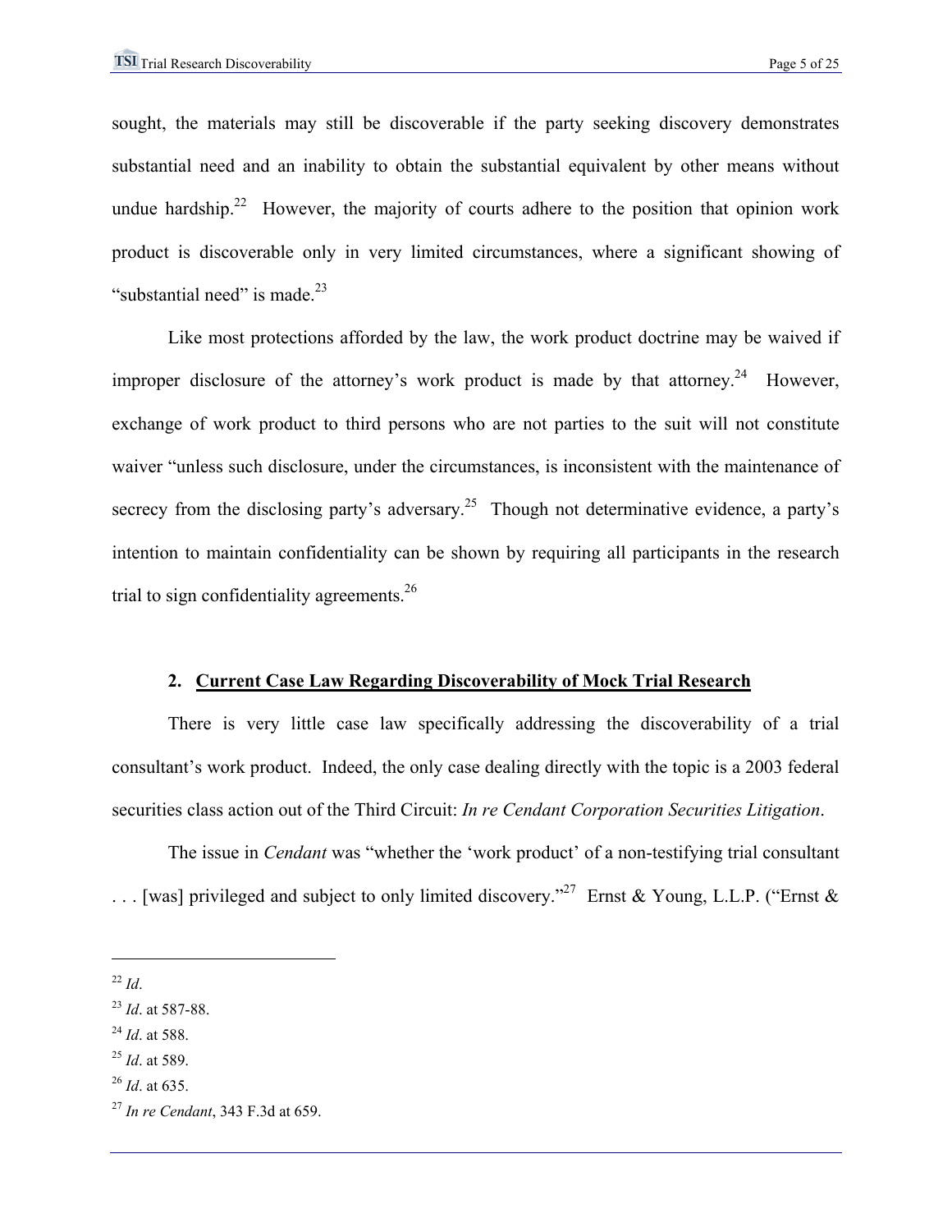sought, the materials may still be discoverable if the party seeking discovery demonstrates substantial need and an inability to obtain the substantial equivalent by other means without undue hardship.[22] However, the majority of courts adhere to the position that opinion work product is discoverable only in very limited circumstances, where a significant showing of "substantial need" is made.[23]

Like most protections afforded by the law, the work product doctrine may be waived if improper disclosure of the attorney's work product is made by that attorney.[24] However, exchange of work product to third persons who are not parties to the suit will not constitute waiver "unless such disclosure, under the circumstances, is inconsistent with the maintenance of secrecy from the disclosing party's adversary.[25] Though not determinative evidence, a party's intention to maintain confidentiality can be shown by requiring all participants in the research trial to sign confidentiality agreements.[26]

### 2. **Current Case Law Regarding Discoverability of Mock Trial Research**

There is very little case law specifically addressing the discoverability of a trial consultant's work product. Indeed, the only case dealing directly with the topic is a 2003 federal securities class action out of the Third Circuit: *In re Cendant Corporation Securities Litigation*.

The issue in *Cendant* was "whether the 'work product' of a non-testifying trial consultant . . . [was] privileged and subject to only limited discovery."[27] Ernst & Young, L.L.P. ("Ernst &

---

[22] *Id*.

[23] *Id*. at 587-88.

[24] *Id*. at 588.

[25] *Id*. at 589.

[26] *Id*. at 635.

[27] *In re Cendant*, 343 F.3d at 659.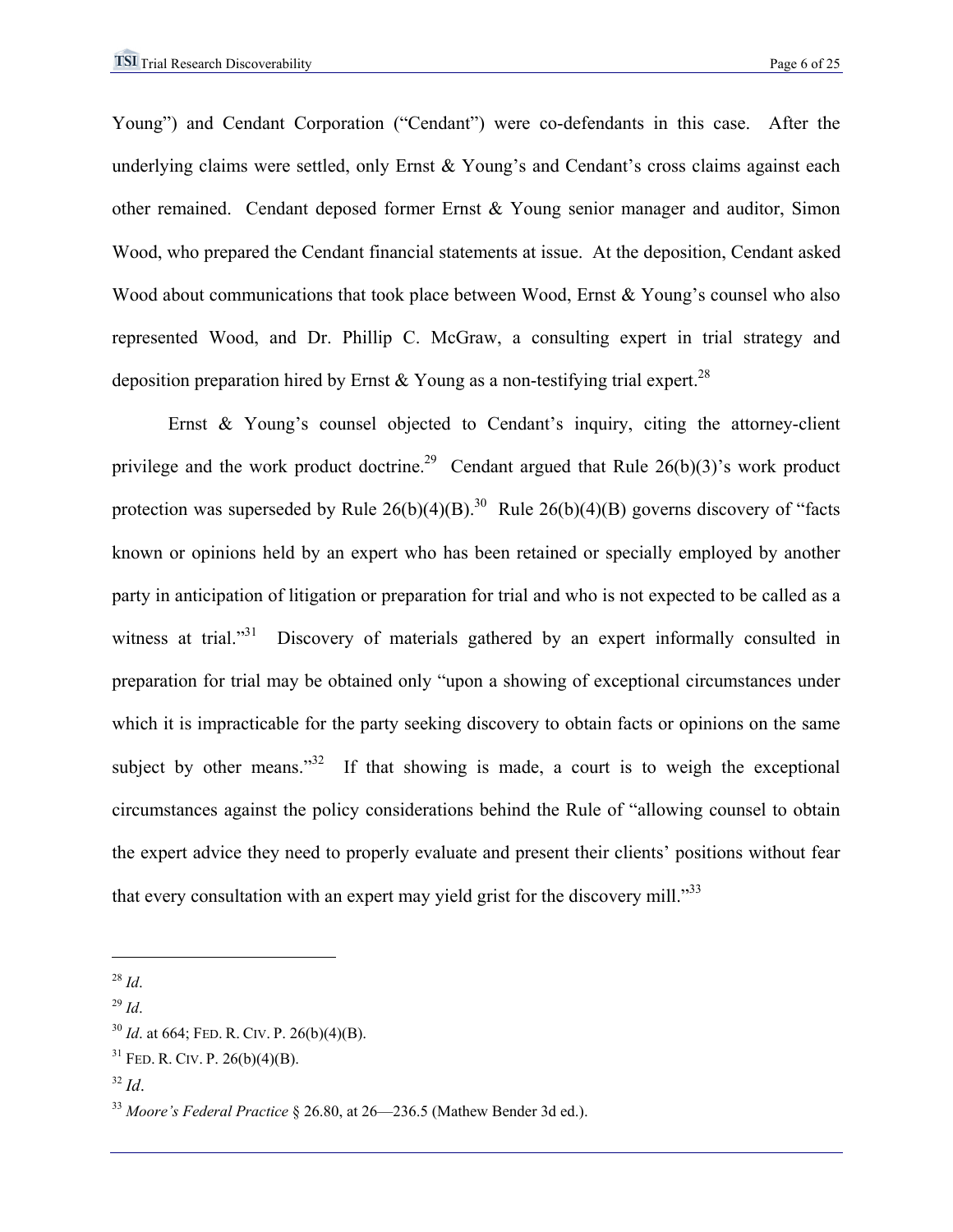Young") and Cendant Corporation ("Cendant") were co-defendants in this case. After the underlying claims were settled, only Ernst & Young's and Cendant's cross claims against each other remained. Cendant deposed former Ernst & Young senior manager and auditor, Simon Wood, who prepared the Cendant financial statements at issue. At the deposition, Cendant asked Wood about communications that took place between Wood, Ernst & Young's counsel who also represented Wood, and Dr. Phillip C. McGraw, a consulting expert in trial strategy and deposition preparation hired by Ernst & Young as a non-testifying trial expert.[28]

Ernst & Young's counsel objected to Cendant's inquiry, citing the attorney-client privilege and the work product doctrine.[29] Cendant argued that Rule 26(b)(3)'s work product protection was superseded by Rule 26(b)(4)(B).[30] Rule 26(b)(4)(B) governs discovery of "facts known or opinions held by an expert who has been retained or specially employed by another party in anticipation of litigation or preparation for trial and who is not expected to be called as a witness at trial."[31] Discovery of materials gathered by an expert informally consulted in preparation for trial may be obtained only "upon a showing of exceptional circumstances under which it is impracticable for the party seeking discovery to obtain facts or opinions on the same subject by other means."[32] If that showing is made, a court is to weigh the exceptional circumstances against the policy considerations behind the Rule of "allowing counsel to obtain the expert advice they need to properly evaluate and present their clients' positions without fear that every consultation with an expert may yield grist for the discovery mill."[33]

---

[28] *Id*.

[29] *Id*.

[30] *Id*. at 664; FED. R. CIV. P. 26(b)(4)(B).

[31] FED. R. CIV. P. 26(b)(4)(B).

[32] *Id*.

[33] *Moore's Federal Practice* § 26.80, at 26—236.5 (Mathew Bender 3d ed.).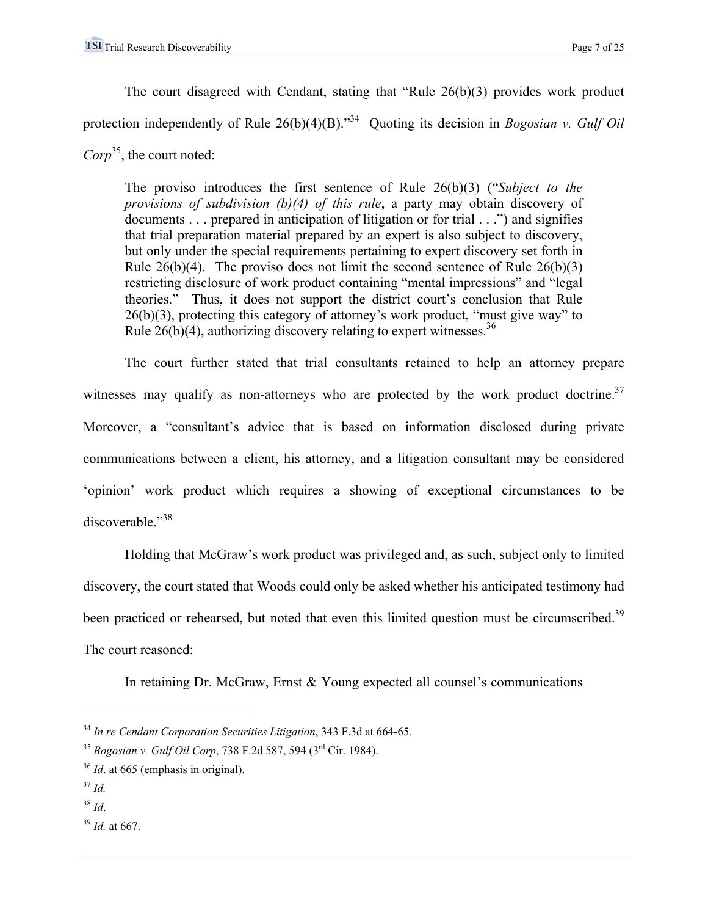The court disagreed with Cendant, stating that "Rule 26(b)(3) provides work product protection independently of Rule 26(b)(4)(B)."[34] Quoting its decision in *Bogosian v. Gulf Oil Corp*[35], the court noted:

> The proviso introduces the first sentence of Rule 26(b)(3) ("*Subject to the provisions of subdivision (b)(4) of this rule*, a party may obtain discovery of documents . . . prepared in anticipation of litigation or for trial . . .") and signifies that trial preparation material prepared by an expert is also subject to discovery, but only under the special requirements pertaining to expert discovery set forth in Rule 26(b)(4). The proviso does not limit the second sentence of Rule 26(b)(3) restricting disclosure of work product containing "mental impressions" and "legal theories." Thus, it does not support the district court's conclusion that Rule 26(b)(3), protecting this category of attorney's work product, "must give way" to Rule 26(b)(4), authorizing discovery relating to expert witnesses.[36]

The court further stated that trial consultants retained to help an attorney prepare witnesses may qualify as non-attorneys who are protected by the work product doctrine.[37] Moreover, a "consultant's advice that is based on information disclosed during private communications between a client, his attorney, and a litigation consultant may be considered 'opinion' work product which requires a showing of exceptional circumstances to be discoverable."[38]

Holding that McGraw's work product was privileged and, as such, subject only to limited discovery, the court stated that Woods could only be asked whether his anticipated testimony had been practiced or rehearsed, but noted that even this limited question must be circumscribed.[39] The court reasoned:

> In retaining Dr. McGraw, Ernst & Young expected all counsel's communications

---

[34] *In re Cendant Corporation Securities Litigation*, 343 F.3d at 664-65.

[35] *Bogosian v. Gulf Oil Corp*, 738 F.2d 587, 594 (3rd Cir. 1984).

[36] *Id*. at 665 (emphasis in original).

[37] *Id.*

[38] *Id*.

[39] *Id.* at 667.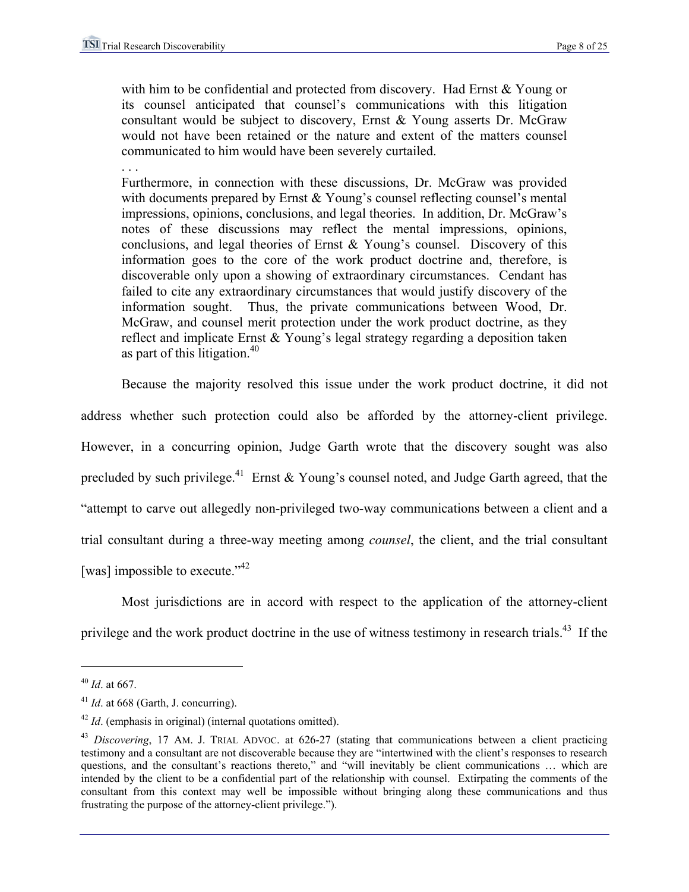> with him to be confidential and protected from discovery. Had Ernst & Young or its counsel anticipated that counsel's communications with this litigation consultant would be subject to discovery, Ernst & Young asserts Dr. McGraw would not have been retained or the nature and extent of the matters counsel communicated to him would have been severely curtailed.
>
> . . .
>
> Furthermore, in connection with these discussions, Dr. McGraw was provided with documents prepared by Ernst & Young's counsel reflecting counsel's mental impressions, opinions, conclusions, and legal theories. In addition, Dr. McGraw's notes of these discussions may reflect the mental impressions, opinions, conclusions, and legal theories of Ernst & Young's counsel. Discovery of this information goes to the core of the work product doctrine and, therefore, is discoverable only upon a showing of extraordinary circumstances. Cendant has failed to cite any extraordinary circumstances that would justify discovery of the information sought. Thus, the private communications between Wood, Dr. McGraw, and counsel merit protection under the work product doctrine, as they reflect and implicate Ernst & Young's legal strategy regarding a deposition taken as part of this litigation.[40]

Because the majority resolved this issue under the work product doctrine, it did not address whether such protection could also be afforded by the attorney-client privilege. However, in a concurring opinion, Judge Garth wrote that the discovery sought was also precluded by such privilege.[41] Ernst & Young's counsel noted, and Judge Garth agreed, that the "attempt to carve out allegedly non-privileged two-way communications between a client and a trial consultant during a three-way meeting among *counsel*, the client, and the trial consultant [was] impossible to execute."[42]

Most jurisdictions are in accord with respect to the application of the attorney-client privilege and the work product doctrine in the use of witness testimony in research trials.[43] If the

---

[40] *Id*. at 667.

[41] *Id*. at 668 (Garth, J. concurring).

[42] *Id*. (emphasis in original) (internal quotations omitted).

[43] *Discovering*, 17 AM. J. TRIAL ADVOC. at 626-27 (stating that communications between a client practicing testimony and a consultant are not discoverable because they are "intertwined with the client's responses to research questions, and the consultant's reactions thereto," and "will inevitably be client communications … which are intended by the client to be a confidential part of the relationship with counsel. Extirpating the comments of the consultant from this context may well be impossible without bringing along these communications and thus frustrating the purpose of the attorney-client privilege.").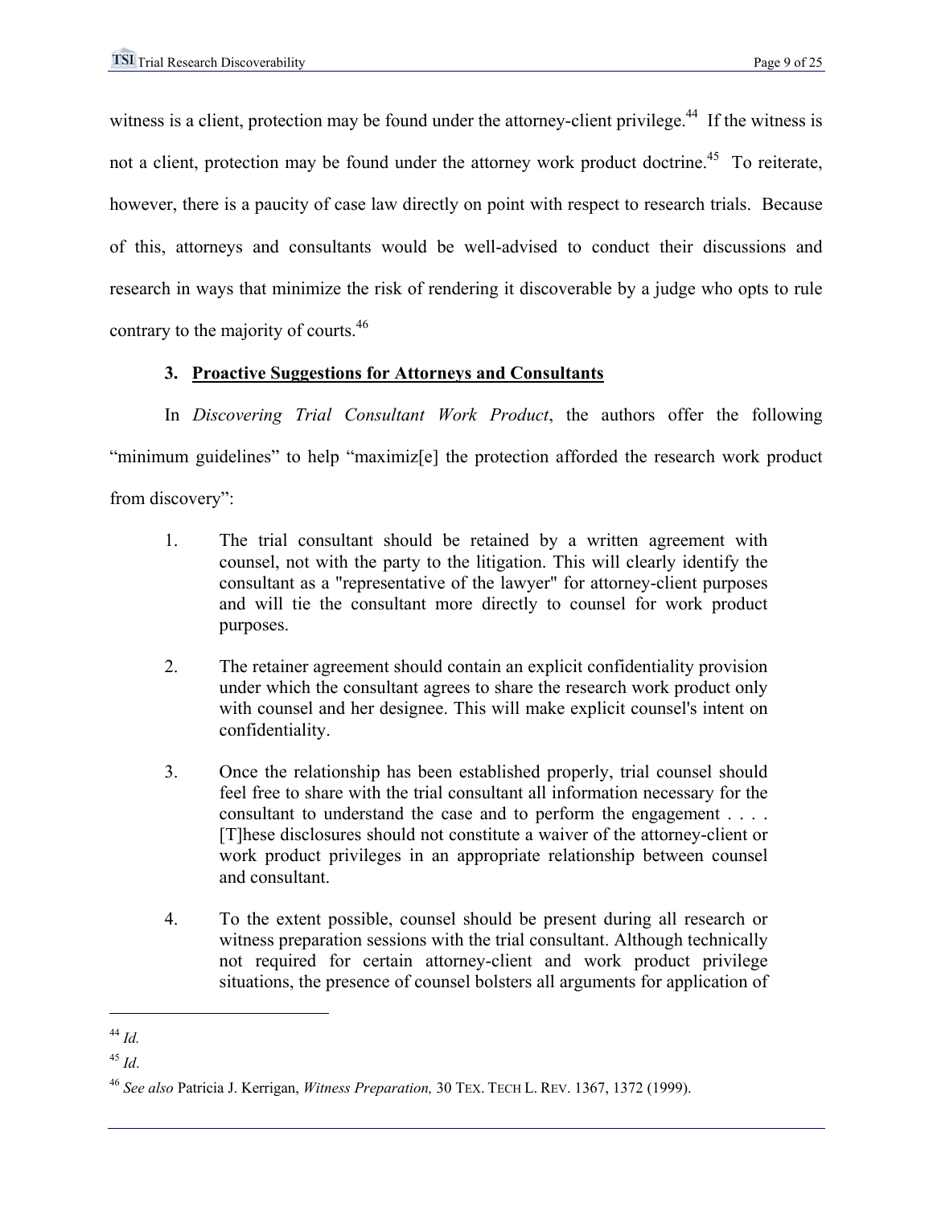witness is a client, protection may be found under the attorney-client privilege.[44] If the witness is not a client, protection may be found under the attorney work product doctrine.[45] To reiterate, however, there is a paucity of case law directly on point with respect to research trials. Because of this, attorneys and consultants would be well-advised to conduct their discussions and research in ways that minimize the risk of rendering it discoverable by a judge who opts to rule contrary to the majority of courts.[46]

### 3. Proactive Suggestions for Attorneys and Consultants

In *Discovering Trial Consultant Work Product*, the authors offer the following "minimum guidelines" to help "maximiz[e] the protection afforded the research work product from discovery":

> 1. The trial consultant should be retained by a written agreement with counsel, not with the party to the litigation. This will clearly identify the consultant as a "representative of the lawyer" for attorney-client purposes and will tie the consultant more directly to counsel for work product purposes.
>
> 2. The retainer agreement should contain an explicit confidentiality provision under which the consultant agrees to share the research work product only with counsel and her designee. This will make explicit counsel's intent on confidentiality.
>
> 3. Once the relationship has been established properly, trial counsel should feel free to share with the trial consultant all information necessary for the consultant to understand the case and to perform the engagement . . . . [T]hese disclosures should not constitute a waiver of the attorney-client or work product privileges in an appropriate relationship between counsel and consultant.
>
> 4. To the extent possible, counsel should be present during all research or witness preparation sessions with the trial consultant. Although technically not required for certain attorney-client and work product privilege situations, the presence of counsel bolsters all arguments for application of

---

[44] *Id.*

[45] *Id*.

[46] *See also* Patricia J. Kerrigan, *Witness Preparation,* 30 TEX. TECH L. REV. 1367, 1372 (1999).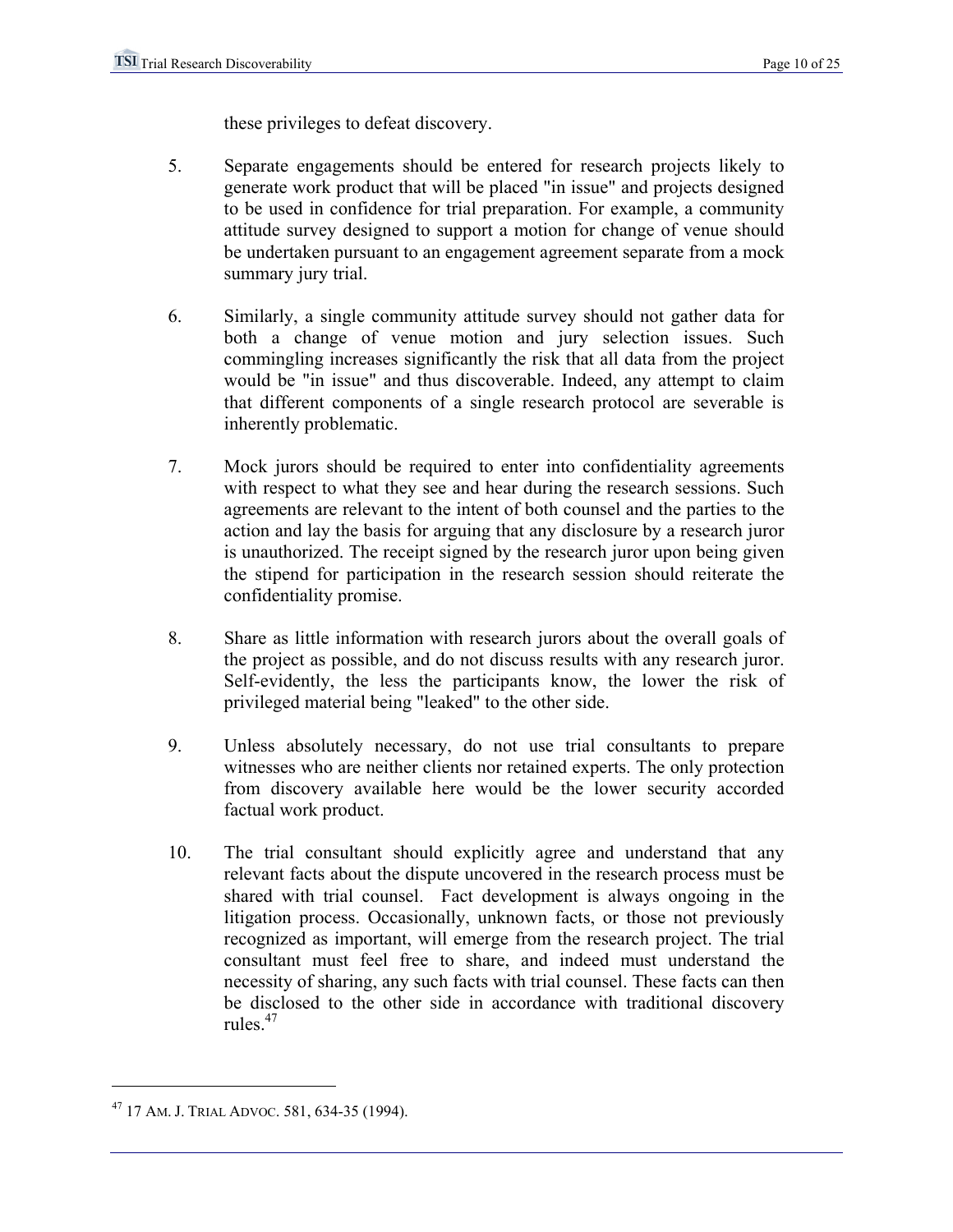these privileges to defeat discovery.

5. Separate engagements should be entered for research projects likely to generate work product that will be placed "in issue" and projects designed to be used in confidence for trial preparation. For example, a community attitude survey designed to support a motion for change of venue should be undertaken pursuant to an engagement agreement separate from a mock summary jury trial.

6. Similarly, a single community attitude survey should not gather data for both a change of venue motion and jury selection issues. Such commingling increases significantly the risk that all data from the project would be "in issue" and thus discoverable. Indeed, any attempt to claim that different components of a single research protocol are severable is inherently problematic.

7. Mock jurors should be required to enter into confidentiality agreements with respect to what they see and hear during the research sessions. Such agreements are relevant to the intent of both counsel and the parties to the action and lay the basis for arguing that any disclosure by a research juror is unauthorized. The receipt signed by the research juror upon being given the stipend for participation in the research session should reiterate the confidentiality promise.

8. Share as little information with research jurors about the overall goals of the project as possible, and do not discuss results with any research juror. Self-evidently, the less the participants know, the lower the risk of privileged material being "leaked" to the other side.

9. Unless absolutely necessary, do not use trial consultants to prepare witnesses who are neither clients nor retained experts. The only protection from discovery available here would be the lower security accorded factual work product.

10. The trial consultant should explicitly agree and understand that any relevant facts about the dispute uncovered in the research process must be shared with trial counsel. Fact development is always ongoing in the litigation process. Occasionally, unknown facts, or those not previously recognized as important, will emerge from the research project. The trial consultant must feel free to share, and indeed must understand the necessity of sharing, any such facts with trial counsel. These facts can then be disclosed to the other side in accordance with traditional discovery rules.[47]

---

[47] 17 AM. J. TRIAL ADVOC. 581, 634-35 (1994).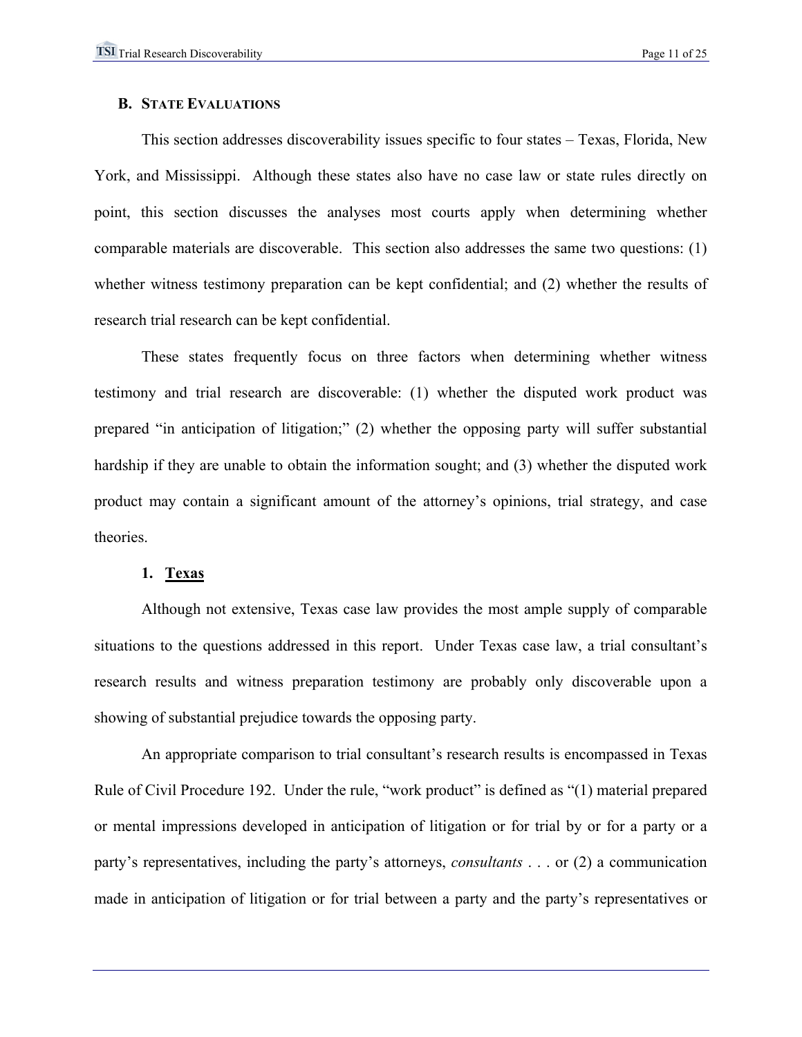## B. State Evaluations

This section addresses discoverability issues specific to four states – Texas, Florida, New York, and Mississippi. Although these states also have no case law or state rules directly on point, this section discusses the analyses most courts apply when determining whether comparable materials are discoverable. This section also addresses the same two questions: (1) whether witness testimony preparation can be kept confidential; and (2) whether the results of research trial research can be kept confidential.

These states frequently focus on three factors when determining whether witness testimony and trial research are discoverable: (1) whether the disputed work product was prepared "in anticipation of litigation;" (2) whether the opposing party will suffer substantial hardship if they are unable to obtain the information sought; and (3) whether the disputed work product may contain a significant amount of the attorney's opinions, trial strategy, and case theories.

### 1. Texas

Although not extensive, Texas case law provides the most ample supply of comparable situations to the questions addressed in this report. Under Texas case law, a trial consultant's research results and witness preparation testimony are probably only discoverable upon a showing of substantial prejudice towards the opposing party.

An appropriate comparison to trial consultant's research results is encompassed in Texas Rule of Civil Procedure 192. Under the rule, "work product" is defined as "(1) material prepared or mental impressions developed in anticipation of litigation or for trial by or for a party or a party's representatives, including the party's attorneys, *consultants* . . . or (2) a communication made in anticipation of litigation or for trial between a party and the party's representatives or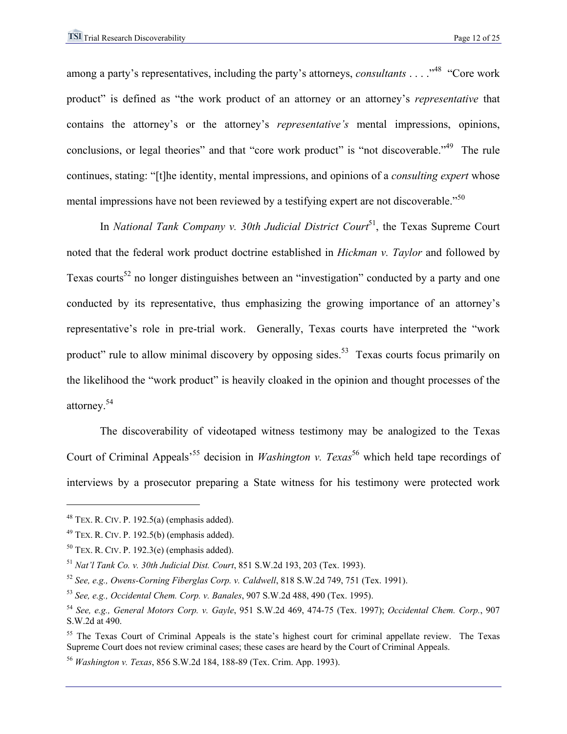among a party's representatives, including the party's attorneys, *consultants* . . . ."[48] "Core work product" is defined as "the work product of an attorney or an attorney's *representative* that contains the attorney's or the attorney's *representative's* mental impressions, opinions, conclusions, or legal theories" and that "core work product" is "not discoverable."[49] The rule continues, stating: "[t]he identity, mental impressions, and opinions of a *consulting expert* whose mental impressions have not been reviewed by a testifying expert are not discoverable."[50]

In *National Tank Company v. 30th Judicial District Court*[51], the Texas Supreme Court noted that the federal work product doctrine established in *Hickman v. Taylor* and followed by Texas courts[52] no longer distinguishes between an "investigation" conducted by a party and one conducted by its representative, thus emphasizing the growing importance of an attorney's representative's role in pre-trial work. Generally, Texas courts have interpreted the "work product" rule to allow minimal discovery by opposing sides.[53] Texas courts focus primarily on the likelihood the "work product" is heavily cloaked in the opinion and thought processes of the attorney.[54]

The discoverability of videotaped witness testimony may be analogized to the Texas Court of Criminal Appeals'[55] decision in *Washington v. Texas*[56] which held tape recordings of interviews by a prosecutor preparing a State witness for his testimony were protected work

---

[48] TEX. R. CIV. P. 192.5(a) (emphasis added).

[49] TEX. R. CIV. P. 192.5(b) (emphasis added).

[50] TEX. R. CIV. P. 192.3(e) (emphasis added).

[51] *Nat'l Tank Co. v. 30th Judicial Dist. Court*, 851 S.W.2d 193, 203 (Tex. 1993).

[52] *See, e.g., Owens-Corning Fiberglas Corp. v. Caldwell*, 818 S.W.2d 749, 751 (Tex. 1991).

[53] *See, e.g., Occidental Chem. Corp. v. Banales*, 907 S.W.2d 488, 490 (Tex. 1995).

[54] *See, e.g., General Motors Corp. v. Gayle*, 951 S.W.2d 469, 474-75 (Tex. 1997); *Occidental Chem. Corp.*, 907 S.W.2d at 490.

[55] The Texas Court of Criminal Appeals is the state's highest court for criminal appellate review. The Texas Supreme Court does not review criminal cases; these cases are heard by the Court of Criminal Appeals.

[56] *Washington v. Texas*, 856 S.W.2d 184, 188-89 (Tex. Crim. App. 1993).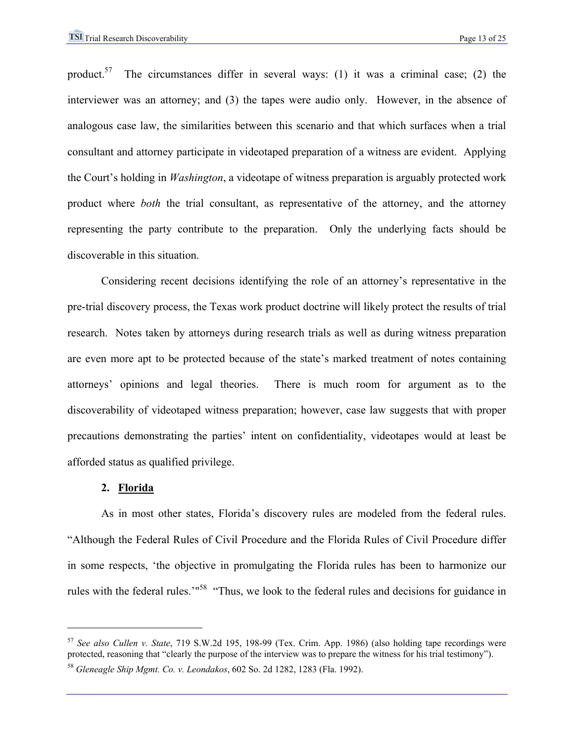product.[57] The circumstances differ in several ways: (1) it was a criminal case; (2) the interviewer was an attorney; and (3) the tapes were audio only. However, in the absence of analogous case law, the similarities between this scenario and that which surfaces when a trial consultant and attorney participate in videotaped preparation of a witness are evident. Applying the Court's holding in *Washington*, a videotape of witness preparation is arguably protected work product where *both* the trial consultant, as representative of the attorney, and the attorney representing the party contribute to the preparation. Only the underlying facts should be discoverable in this situation.

Considering recent decisions identifying the role of an attorney's representative in the pre-trial discovery process, the Texas work product doctrine will likely protect the results of trial research. Notes taken by attorneys during research trials as well as during witness preparation are even more apt to be protected because of the state's marked treatment of notes containing attorneys' opinions and legal theories. There is much room for argument as to the discoverability of videotaped witness preparation; however, case law suggests that with proper precautions demonstrating the parties' intent on confidentiality, videotapes would at least be afforded status as qualified privilege.

**2. <u>Florida</u>**

As in most other states, Florida's discovery rules are modeled from the federal rules. "Although the Federal Rules of Civil Procedure and the Florida Rules of Civil Procedure differ in some respects, 'the objective in promulgating the Florida rules has been to harmonize our rules with the federal rules.'"[58] "Thus, we look to the federal rules and decisions for guidance in

---

[57] *See also Cullen v. State*, 719 S.W.2d 195, 198-99 (Tex. Crim. App. 1986) (also holding tape recordings were protected, reasoning that "clearly the purpose of the interview was to prepare the witness for his trial testimony").

[58] *Gleneagle Ship Mgmt. Co. v. Leondakos*, 602 So. 2d 1282, 1283 (Fla. 1992).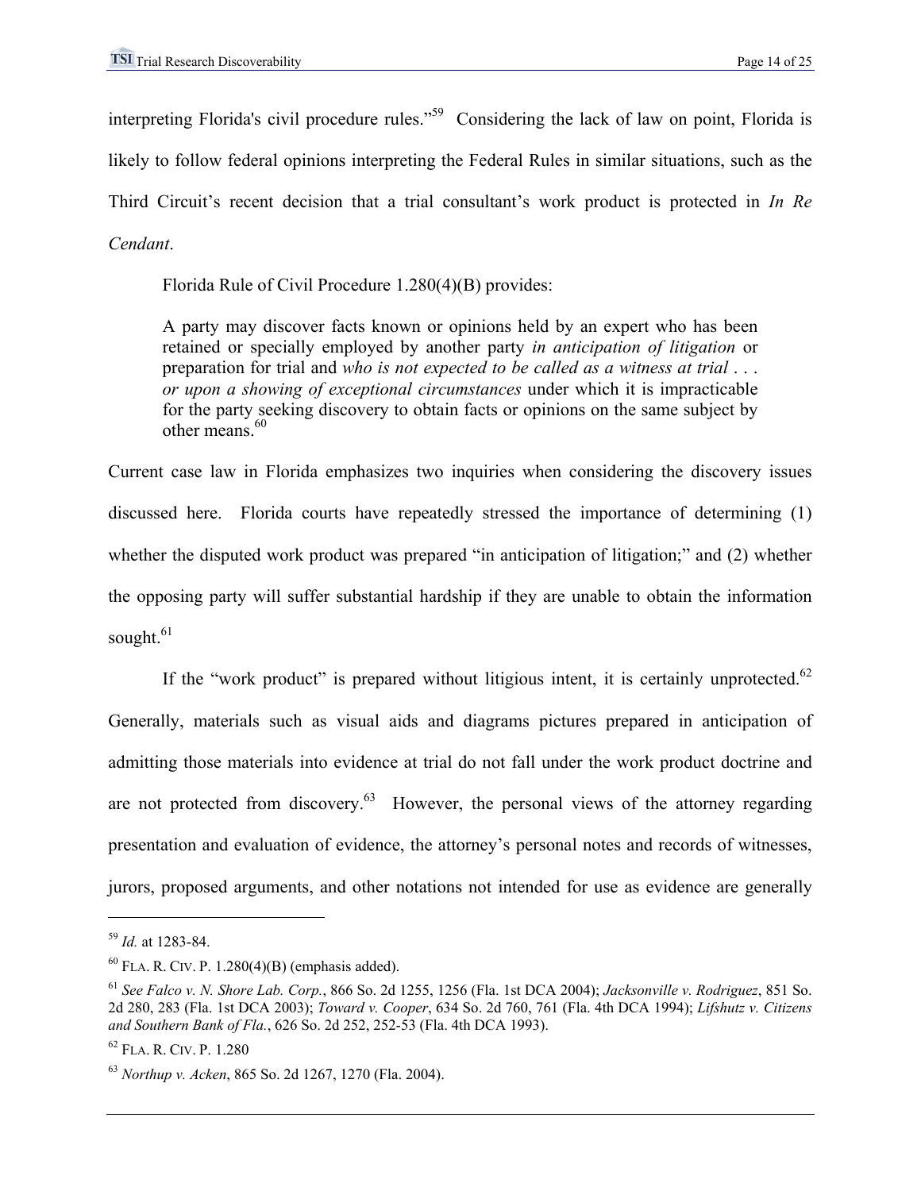interpreting Florida's civil procedure rules."[59] Considering the lack of law on point, Florida is likely to follow federal opinions interpreting the Federal Rules in similar situations, such as the Third Circuit's recent decision that a trial consultant's work product is protected in *In Re Cendant*.

Florida Rule of Civil Procedure 1.280(4)(B) provides:

> A party may discover facts known or opinions held by an expert who has been retained or specially employed by another party *in anticipation of litigation* or preparation for trial and *who is not expected to be called as a witness at trial . . . or upon a showing of exceptional circumstances* under which it is impracticable for the party seeking discovery to obtain facts or opinions on the same subject by other means.[60]

Current case law in Florida emphasizes two inquiries when considering the discovery issues discussed here. Florida courts have repeatedly stressed the importance of determining (1) whether the disputed work product was prepared "in anticipation of litigation;" and (2) whether the opposing party will suffer substantial hardship if they are unable to obtain the information sought.[61]

If the "work product" is prepared without litigious intent, it is certainly unprotected.[62] Generally, materials such as visual aids and diagrams pictures prepared in anticipation of admitting those materials into evidence at trial do not fall under the work product doctrine and are not protected from discovery.[63] However, the personal views of the attorney regarding presentation and evaluation of evidence, the attorney's personal notes and records of witnesses, jurors, proposed arguments, and other notations not intended for use as evidence are generally

---

[59] *Id.* at 1283-84.

[60] FLA. R. CIV. P. 1.280(4)(B) (emphasis added).

[61] *See Falco v. N. Shore Lab. Corp.*, 866 So. 2d 1255, 1256 (Fla. 1st DCA 2004); *Jacksonville v. Rodriguez*, 851 So. 2d 280, 283 (Fla. 1st DCA 2003); *Toward v. Cooper*, 634 So. 2d 760, 761 (Fla. 4th DCA 1994); *Lifshutz v. Citizens and Southern Bank of Fla.*, 626 So. 2d 252, 252-53 (Fla. 4th DCA 1993).

[62] FLA. R. CIV. P. 1.280

[63] *Northup v. Acken*, 865 So. 2d 1267, 1270 (Fla. 2004).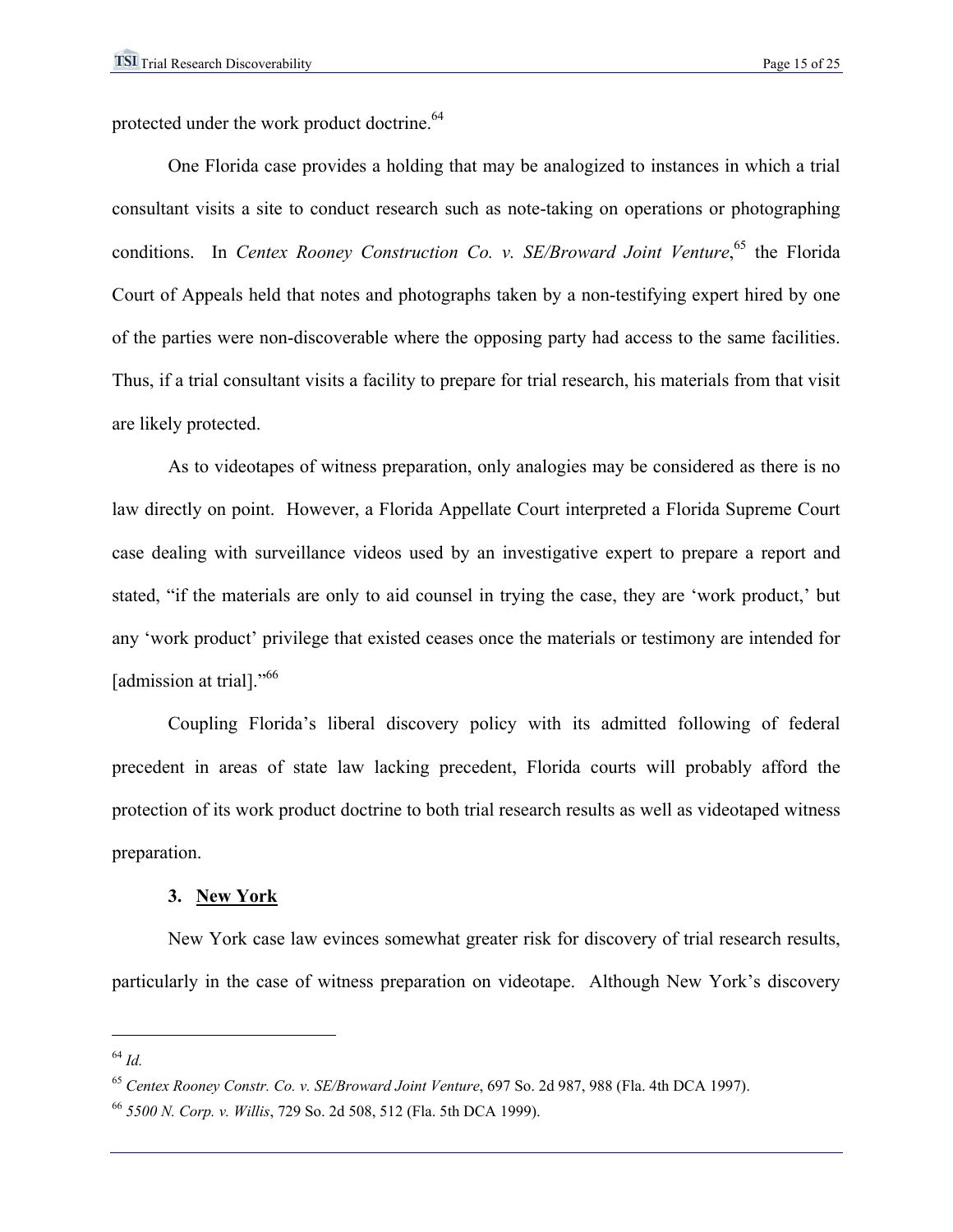protected under the work product doctrine.[64]

One Florida case provides a holding that may be analogized to instances in which a trial consultant visits a site to conduct research such as note-taking on operations or photographing conditions. In *Centex Rooney Construction Co. v. SE/Broward Joint Venture*,[65] the Florida Court of Appeals held that notes and photographs taken by a non-testifying expert hired by one of the parties were non-discoverable where the opposing party had access to the same facilities. Thus, if a trial consultant visits a facility to prepare for trial research, his materials from that visit are likely protected.

As to videotapes of witness preparation, only analogies may be considered as there is no law directly on point. However, a Florida Appellate Court interpreted a Florida Supreme Court case dealing with surveillance videos used by an investigative expert to prepare a report and stated, "if the materials are only to aid counsel in trying the case, they are 'work product,' but any 'work product' privilege that existed ceases once the materials or testimony are intended for [admission at trial]."[66]

Coupling Florida's liberal discovery policy with its admitted following of federal precedent in areas of state law lacking precedent, Florida courts will probably afford the protection of its work product doctrine to both trial research results as well as videotaped witness preparation.

### 3. <u>New York</u>

New York case law evinces somewhat greater risk for discovery of trial research results, particularly in the case of witness preparation on videotape. Although New York's discovery

---

[64] *Id.*

[65] *Centex Rooney Constr. Co. v. SE/Broward Joint Venture*, 697 So. 2d 987, 988 (Fla. 4th DCA 1997).

[66] *5500 N. Corp. v. Willis*, 729 So. 2d 508, 512 (Fla. 5th DCA 1999).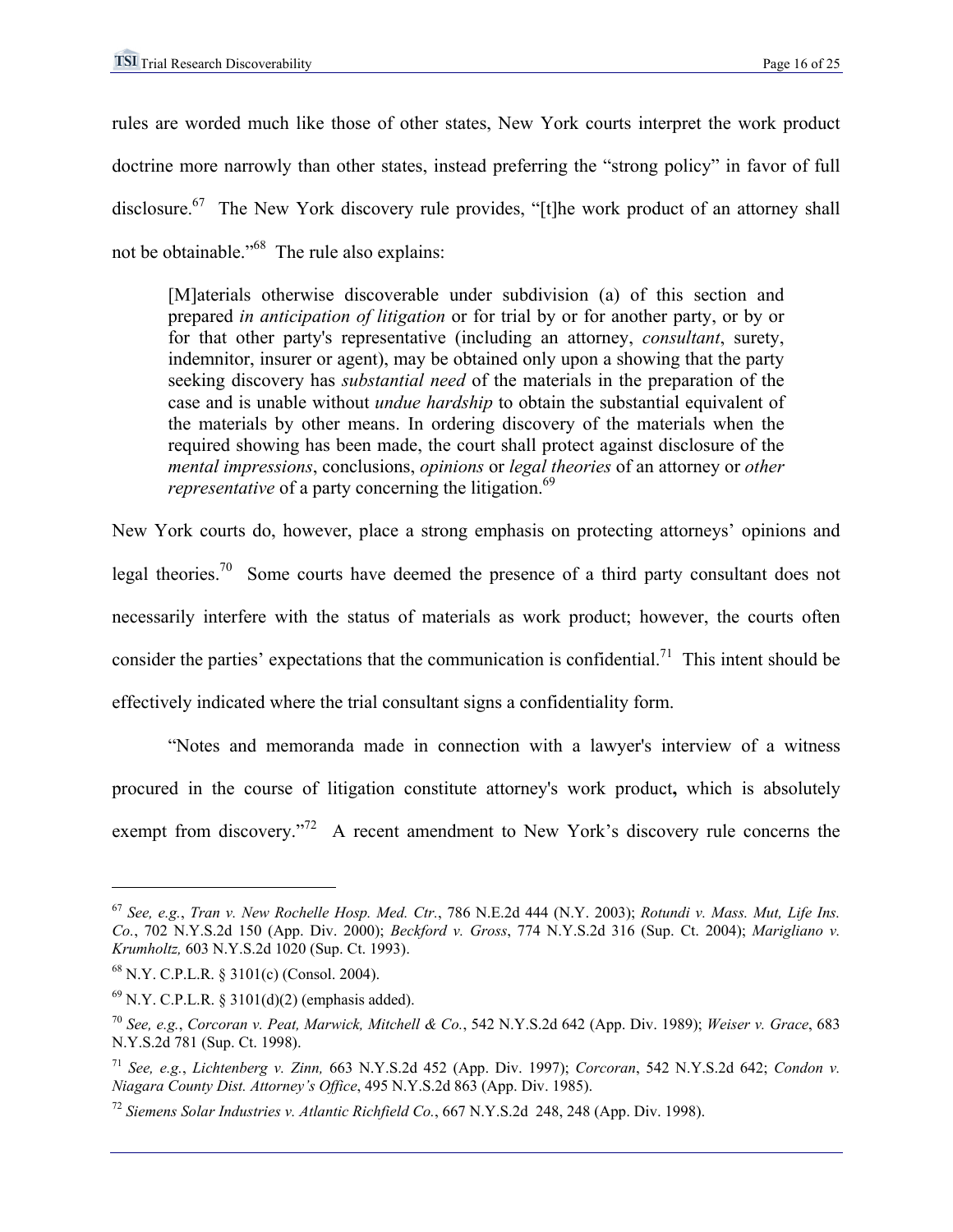rules are worded much like those of other states, New York courts interpret the work product doctrine more narrowly than other states, instead preferring the "strong policy" in favor of full disclosure.[67] The New York discovery rule provides, "[t]he work product of an attorney shall not be obtainable."[68] The rule also explains:

> [M]aterials otherwise discoverable under subdivision (a) of this section and prepared *in anticipation of litigation* or for trial by or for another party, or by or for that other party's representative (including an attorney, *consultant*, surety, indemnitor, insurer or agent), may be obtained only upon a showing that the party seeking discovery has *substantial need* of the materials in the preparation of the case and is unable without *undue hardship* to obtain the substantial equivalent of the materials by other means. In ordering discovery of the materials when the required showing has been made, the court shall protect against disclosure of the *mental impressions*, conclusions, *opinions* or *legal theories* of an attorney or *other representative* of a party concerning the litigation.[69]

New York courts do, however, place a strong emphasis on protecting attorneys' opinions and legal theories.[70] Some courts have deemed the presence of a third party consultant does not necessarily interfere with the status of materials as work product; however, the courts often consider the parties' expectations that the communication is confidential.[71] This intent should be effectively indicated where the trial consultant signs a confidentiality form.

"Notes and memoranda made in connection with a lawyer's interview of a witness procured in the course of litigation constitute attorney's work product**,** which is absolutely exempt from discovery."[72] A recent amendment to New York's discovery rule concerns the

---

[67] *See, e.g.*, *Tran v. New Rochelle Hosp. Med. Ctr.*, 786 N.E.2d 444 (N.Y. 2003); *Rotundi v. Mass. Mut, Life Ins. Co.*, 702 N.Y.S.2d 150 (App. Div. 2000); *Beckford v. Gross*, 774 N.Y.S.2d 316 (Sup. Ct. 2004); *Marigliano v. Krumholtz,* 603 N.Y.S.2d 1020 (Sup. Ct. 1993).

[68] N.Y. C.P.L.R. § 3101(c) (Consol. 2004).

[69] N.Y. C.P.L.R. § 3101(d)(2) (emphasis added).

[70] *See, e.g.*, *Corcoran v. Peat, Marwick, Mitchell & Co.*, 542 N.Y.S.2d 642 (App. Div. 1989); *Weiser v. Grace*, 683 N.Y.S.2d 781 (Sup. Ct. 1998).

[71] *See, e.g.*, *Lichtenberg v. Zinn,* 663 N.Y.S.2d 452 (App. Div. 1997); *Corcoran*, 542 N.Y.S.2d 642; *Condon v. Niagara County Dist. Attorney's Office*, 495 N.Y.S.2d 863 (App. Div. 1985).

[72] *Siemens Solar Industries v. Atlantic Richfield Co.*, 667 N.Y.S.2d 248, 248 (App. Div. 1998).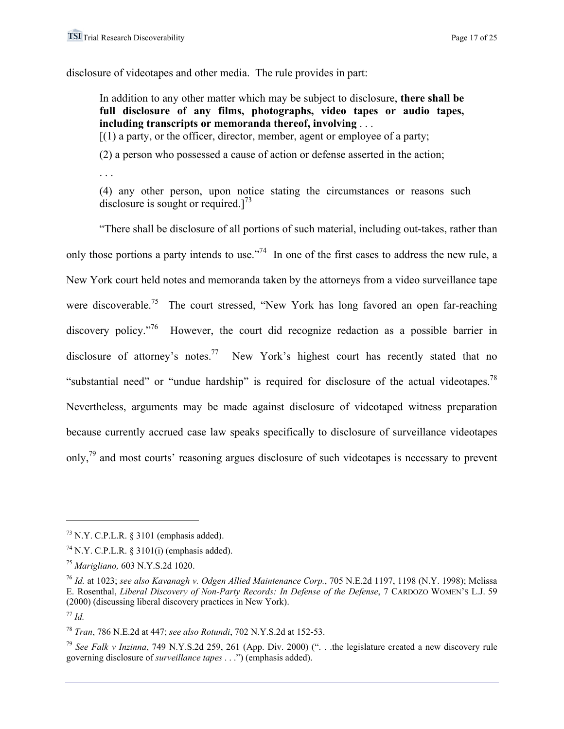disclosure of videotapes and other media. The rule provides in part:

> In addition to any other matter which may be subject to disclosure, **there shall be full disclosure of any films, photographs, video tapes or audio tapes, including transcripts or memoranda thereof, involving** . . .
> [(1) a party, or the officer, director, member, agent or employee of a party;
>
> (2) a person who possessed a cause of action or defense asserted in the action;
>
> . . .
>
> (4) any other person, upon notice stating the circumstances or reasons such disclosure is sought or required.][73]

"There shall be disclosure of all portions of such material, including out-takes, rather than only those portions a party intends to use."[74] In one of the first cases to address the new rule, a New York court held notes and memoranda taken by the attorneys from a video surveillance tape were discoverable.[75] The court stressed, "New York has long favored an open far-reaching discovery policy."[76] However, the court did recognize redaction as a possible barrier in disclosure of attorney's notes.[77] New York's highest court has recently stated that no "substantial need" or "undue hardship" is required for disclosure of the actual videotapes.[78] Nevertheless, arguments may be made against disclosure of videotaped witness preparation because currently accrued case law speaks specifically to disclosure of surveillance videotapes only,[79] and most courts' reasoning argues disclosure of such videotapes is necessary to prevent

---

[73] N.Y. C.P.L.R. § 3101 (emphasis added).

[74] N.Y. C.P.L.R. § 3101(i) (emphasis added).

[75] *Marigliano,* 603 N.Y.S.2d 1020.

[76] *Id.* at 1023; *see also Kavanagh v. Odgen Allied Maintenance Corp.*, 705 N.E.2d 1197, 1198 (N.Y. 1998); Melissa E. Rosenthal, *Liberal Discovery of Non-Party Records: In Defense of the Defense*, 7 CARDOZO WOMEN'S L.J. 59 (2000) (discussing liberal discovery practices in New York).

[77] *Id.*

[78] *Tran*, 786 N.E.2d at 447; *see also Rotundi*, 702 N.Y.S.2d at 152-53.

[79] *See Falk v Inzinna*, 749 N.Y.S.2d 259, 261 (App. Div. 2000) (". . .the legislature created a new discovery rule governing disclosure of *surveillance tapes* . . .") (emphasis added).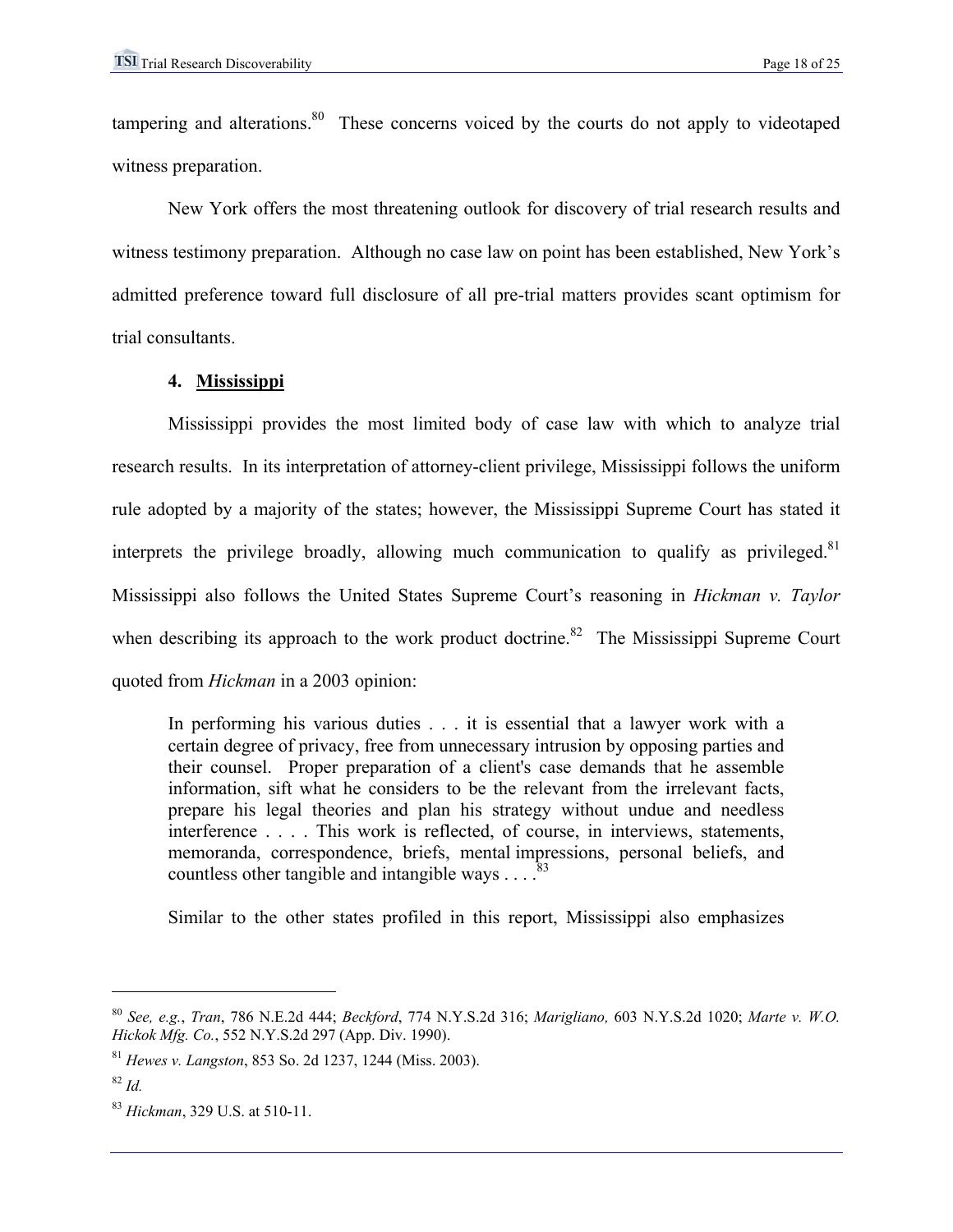tampering and alterations.[80] These concerns voiced by the courts do not apply to videotaped witness preparation.

New York offers the most threatening outlook for discovery of trial research results and witness testimony preparation. Although no case law on point has been established, New York's admitted preference toward full disclosure of all pre-trial matters provides scant optimism for trial consultants.

#### 4. Mississippi

Mississippi provides the most limited body of case law with which to analyze trial research results. In its interpretation of attorney-client privilege, Mississippi follows the uniform rule adopted by a majority of the states; however, the Mississippi Supreme Court has stated it interprets the privilege broadly, allowing much communication to qualify as privileged.[81] Mississippi also follows the United States Supreme Court's reasoning in *Hickman v. Taylor* when describing its approach to the work product doctrine.[82] The Mississippi Supreme Court quoted from *Hickman* in a 2003 opinion:

> In performing his various duties . . . it is essential that a lawyer work with a certain degree of privacy, free from unnecessary intrusion by opposing parties and their counsel. Proper preparation of a client's case demands that he assemble information, sift what he considers to be the relevant from the irrelevant facts, prepare his legal theories and plan his strategy without undue and needless interference . . . . This work is reflected, of course, in interviews, statements, memoranda, correspondence, briefs, mental impressions, personal beliefs, and countless other tangible and intangible ways . . . .[83]

Similar to the other states profiled in this report, Mississippi also emphasizes

---

[80] *See, e.g.*, *Tran*, 786 N.E.2d 444; *Beckford*, 774 N.Y.S.2d 316; *Marigliano,* 603 N.Y.S.2d 1020; *Marte v. W.O. Hickok Mfg. Co.*, 552 N.Y.S.2d 297 (App. Div. 1990).

[81] *Hewes v. Langston*, 853 So. 2d 1237, 1244 (Miss. 2003).

[82] *Id.*

[83] *Hickman*, 329 U.S. at 510-11.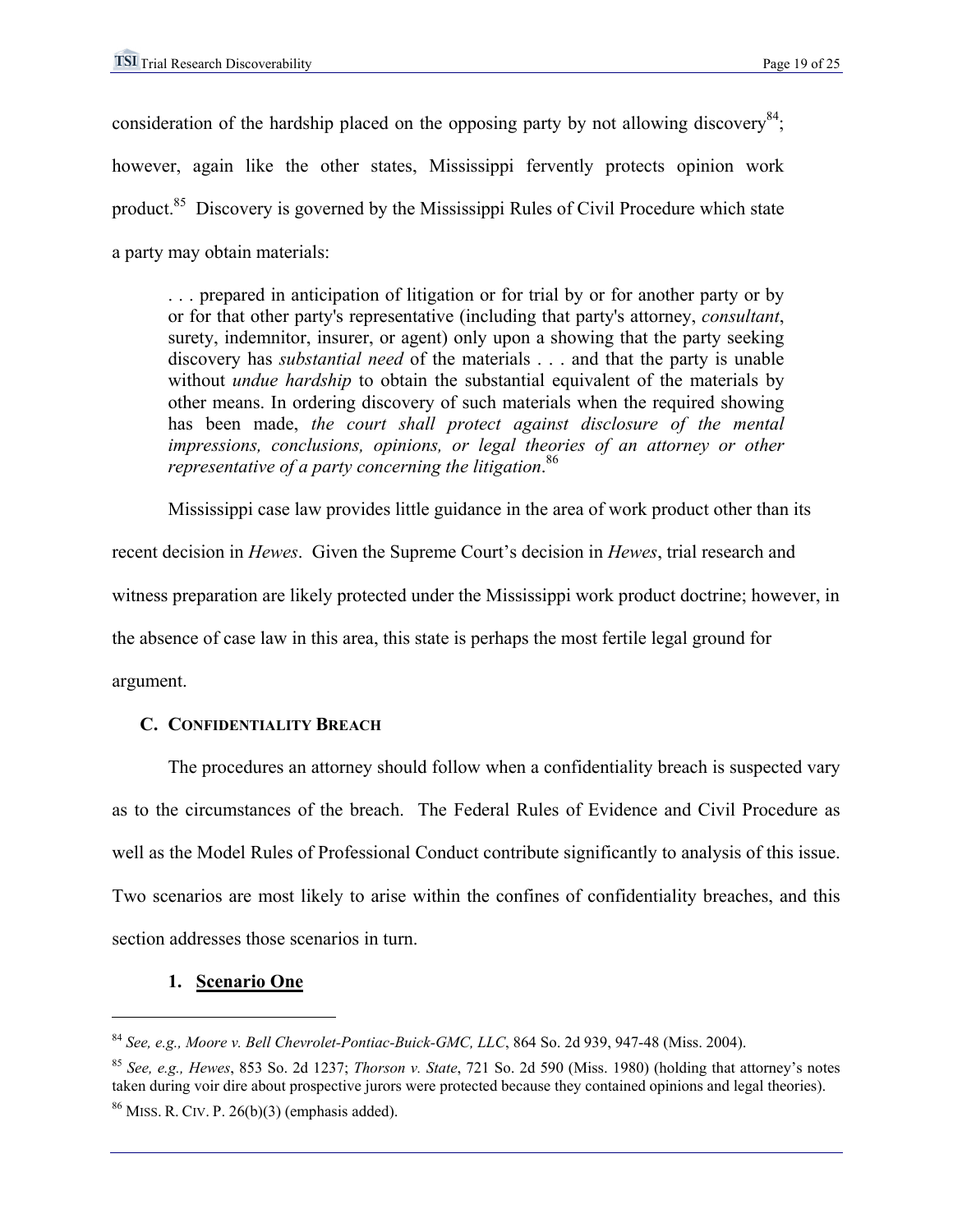consideration of the hardship placed on the opposing party by not allowing discovery[84]; however, again like the other states, Mississippi fervently protects opinion work product.[85] Discovery is governed by the Mississippi Rules of Civil Procedure which state a party may obtain materials:

> . . . prepared in anticipation of litigation or for trial by or for another party or by or for that other party's representative (including that party's attorney, *consultant*, surety, indemnitor, insurer, or agent) only upon a showing that the party seeking discovery has *substantial need* of the materials . . . and that the party is unable without *undue hardship* to obtain the substantial equivalent of the materials by other means. In ordering discovery of such materials when the required showing has been made, *the court shall protect against disclosure of the mental impressions, conclusions, opinions, or legal theories of an attorney or other representative of a party concerning the litigation*.[86]

Mississippi case law provides little guidance in the area of work product other than its recent decision in *Hewes*. Given the Supreme Court's decision in *Hewes*, trial research and witness preparation are likely protected under the Mississippi work product doctrine; however, in the absence of case law in this area, this state is perhaps the most fertile legal ground for argument.

### C. Confidentiality Breach

The procedures an attorney should follow when a confidentiality breach is suspected vary as to the circumstances of the breach. The Federal Rules of Evidence and Civil Procedure as well as the Model Rules of Professional Conduct contribute significantly to analysis of this issue. Two scenarios are most likely to arise within the confines of confidentiality breaches, and this section addresses those scenarios in turn.

#### 1. Scenario One

---

[84] *See, e.g., Moore v. Bell Chevrolet-Pontiac-Buick-GMC, LLC*, 864 So. 2d 939, 947-48 (Miss. 2004).

[85] *See, e.g., Hewes*, 853 So. 2d 1237; *Thorson v. State*, 721 So. 2d 590 (Miss. 1980) (holding that attorney's notes taken during voir dire about prospective jurors were protected because they contained opinions and legal theories).

[86] Miss. R. Civ. P. 26(b)(3) (emphasis added).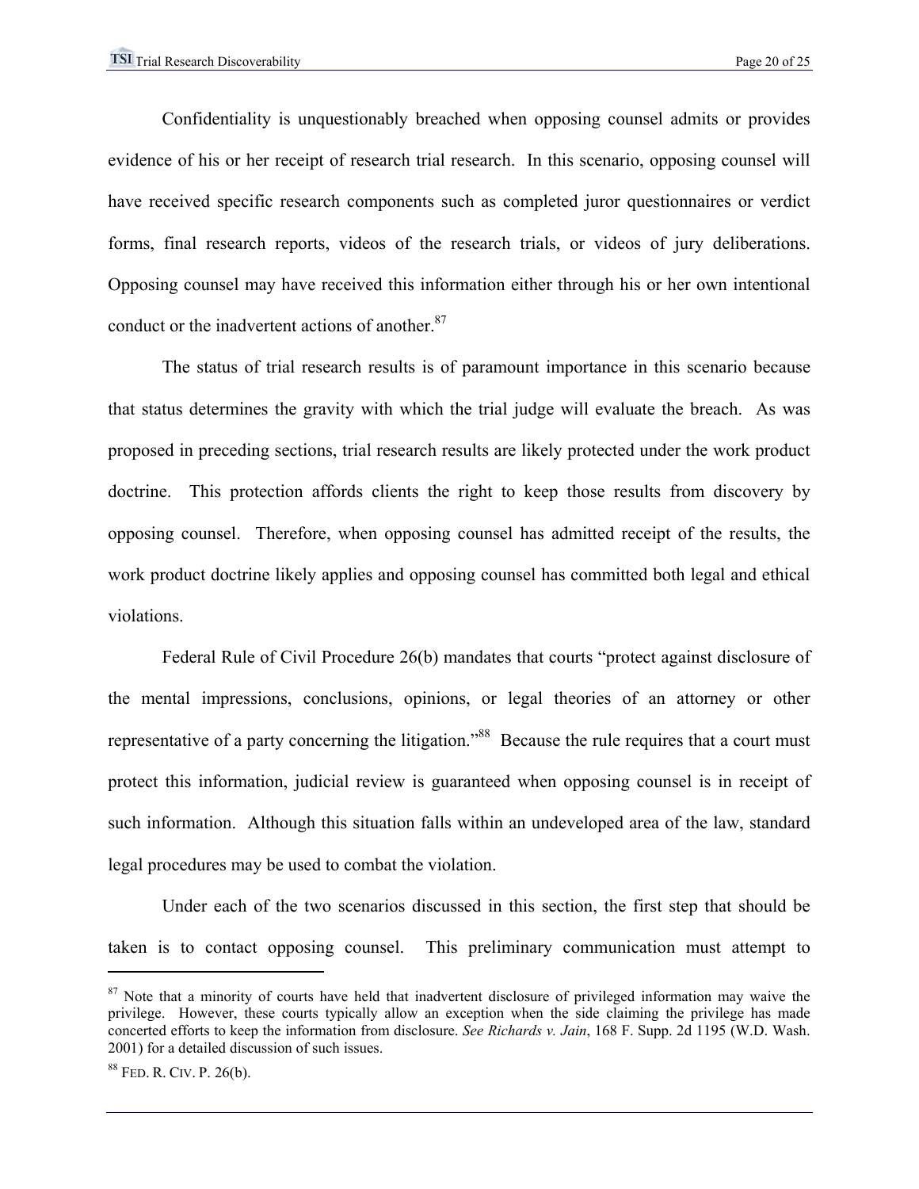Confidentiality is unquestionably breached when opposing counsel admits or provides evidence of his or her receipt of research trial research. In this scenario, opposing counsel will have received specific research components such as completed juror questionnaires or verdict forms, final research reports, videos of the research trials, or videos of jury deliberations. Opposing counsel may have received this information either through his or her own intentional conduct or the inadvertent actions of another.[87]

The status of trial research results is of paramount importance in this scenario because that status determines the gravity with which the trial judge will evaluate the breach. As was proposed in preceding sections, trial research results are likely protected under the work product doctrine. This protection affords clients the right to keep those results from discovery by opposing counsel. Therefore, when opposing counsel has admitted receipt of the results, the work product doctrine likely applies and opposing counsel has committed both legal and ethical violations.

Federal Rule of Civil Procedure 26(b) mandates that courts "protect against disclosure of the mental impressions, conclusions, opinions, or legal theories of an attorney or other representative of a party concerning the litigation."[88] Because the rule requires that a court must protect this information, judicial review is guaranteed when opposing counsel is in receipt of such information. Although this situation falls within an undeveloped area of the law, standard legal procedures may be used to combat the violation.

Under each of the two scenarios discussed in this section, the first step that should be taken is to contact opposing counsel. This preliminary communication must attempt to

---

[87] Note that a minority of courts have held that inadvertent disclosure of privileged information may waive the privilege. However, these courts typically allow an exception when the side claiming the privilege has made concerted efforts to keep the information from disclosure. *See Richards v. Jain*, 168 F. Supp. 2d 1195 (W.D. Wash. 2001) for a detailed discussion of such issues.

[88] FED. R. CIV. P. 26(b).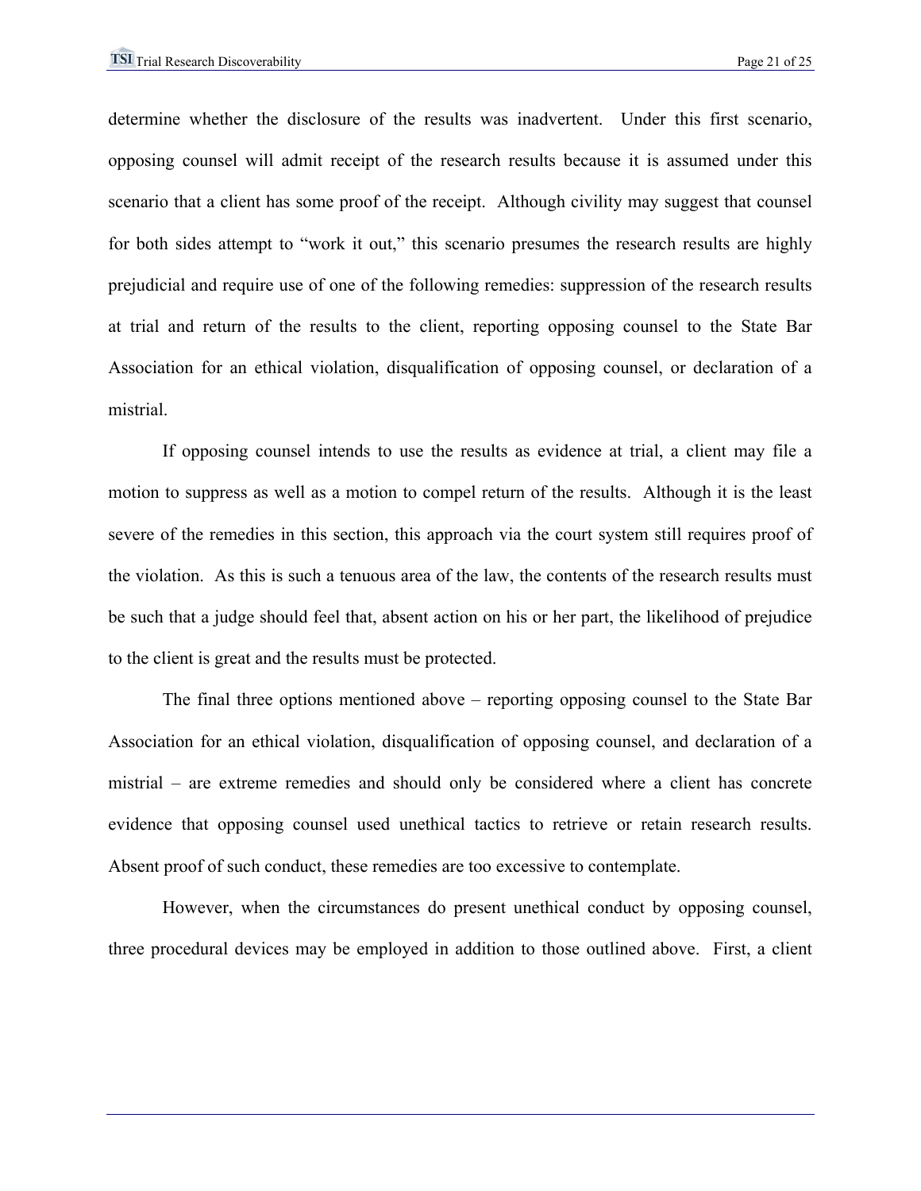determine whether the disclosure of the results was inadvertent. Under this first scenario, opposing counsel will admit receipt of the research results because it is assumed under this scenario that a client has some proof of the receipt. Although civility may suggest that counsel for both sides attempt to "work it out," this scenario presumes the research results are highly prejudicial and require use of one of the following remedies: suppression of the research results at trial and return of the results to the client, reporting opposing counsel to the State Bar Association for an ethical violation, disqualification of opposing counsel, or declaration of a mistrial.

If opposing counsel intends to use the results as evidence at trial, a client may file a motion to suppress as well as a motion to compel return of the results. Although it is the least severe of the remedies in this section, this approach via the court system still requires proof of the violation. As this is such a tenuous area of the law, the contents of the research results must be such that a judge should feel that, absent action on his or her part, the likelihood of prejudice to the client is great and the results must be protected.

The final three options mentioned above – reporting opposing counsel to the State Bar Association for an ethical violation, disqualification of opposing counsel, and declaration of a mistrial – are extreme remedies and should only be considered where a client has concrete evidence that opposing counsel used unethical tactics to retrieve or retain research results. Absent proof of such conduct, these remedies are too excessive to contemplate.

However, when the circumstances do present unethical conduct by opposing counsel, three procedural devices may be employed in addition to those outlined above. First, a client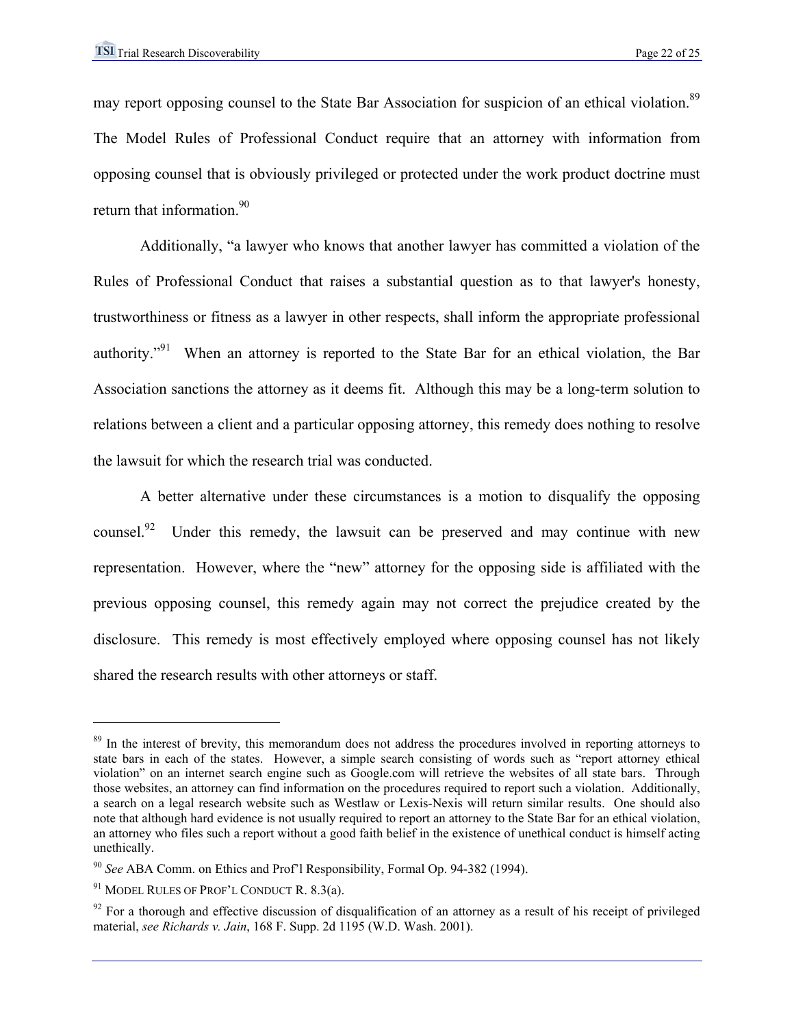may report opposing counsel to the State Bar Association for suspicion of an ethical violation.[89] The Model Rules of Professional Conduct require that an attorney with information from opposing counsel that is obviously privileged or protected under the work product doctrine must return that information.[90]

Additionally, "a lawyer who knows that another lawyer has committed a violation of the Rules of Professional Conduct that raises a substantial question as to that lawyer's honesty, trustworthiness or fitness as a lawyer in other respects, shall inform the appropriate professional authority."[91] When an attorney is reported to the State Bar for an ethical violation, the Bar Association sanctions the attorney as it deems fit. Although this may be a long-term solution to relations between a client and a particular opposing attorney, this remedy does nothing to resolve the lawsuit for which the research trial was conducted.

A better alternative under these circumstances is a motion to disqualify the opposing counsel.[92] Under this remedy, the lawsuit can be preserved and may continue with new representation. However, where the "new" attorney for the opposing side is affiliated with the previous opposing counsel, this remedy again may not correct the prejudice created by the disclosure. This remedy is most effectively employed where opposing counsel has not likely shared the research results with other attorneys or staff.

---

[89] In the interest of brevity, this memorandum does not address the procedures involved in reporting attorneys to state bars in each of the states. However, a simple search consisting of words such as "report attorney ethical violation" on an internet search engine such as Google.com will retrieve the websites of all state bars. Through those websites, an attorney can find information on the procedures required to report such a violation. Additionally, a search on a legal research website such as Westlaw or Lexis-Nexis will return similar results. One should also note that although hard evidence is not usually required to report an attorney to the State Bar for an ethical violation, an attorney who files such a report without a good faith belief in the existence of unethical conduct is himself acting unethically.

[90] *See* ABA Comm. on Ethics and Prof'l Responsibility, Formal Op. 94-382 (1994).

[91] MODEL RULES OF PROF'L CONDUCT R. 8.3(a).

[92] For a thorough and effective discussion of disqualification of an attorney as a result of his receipt of privileged material, *see Richards v. Jain*, 168 F. Supp. 2d 1195 (W.D. Wash. 2001).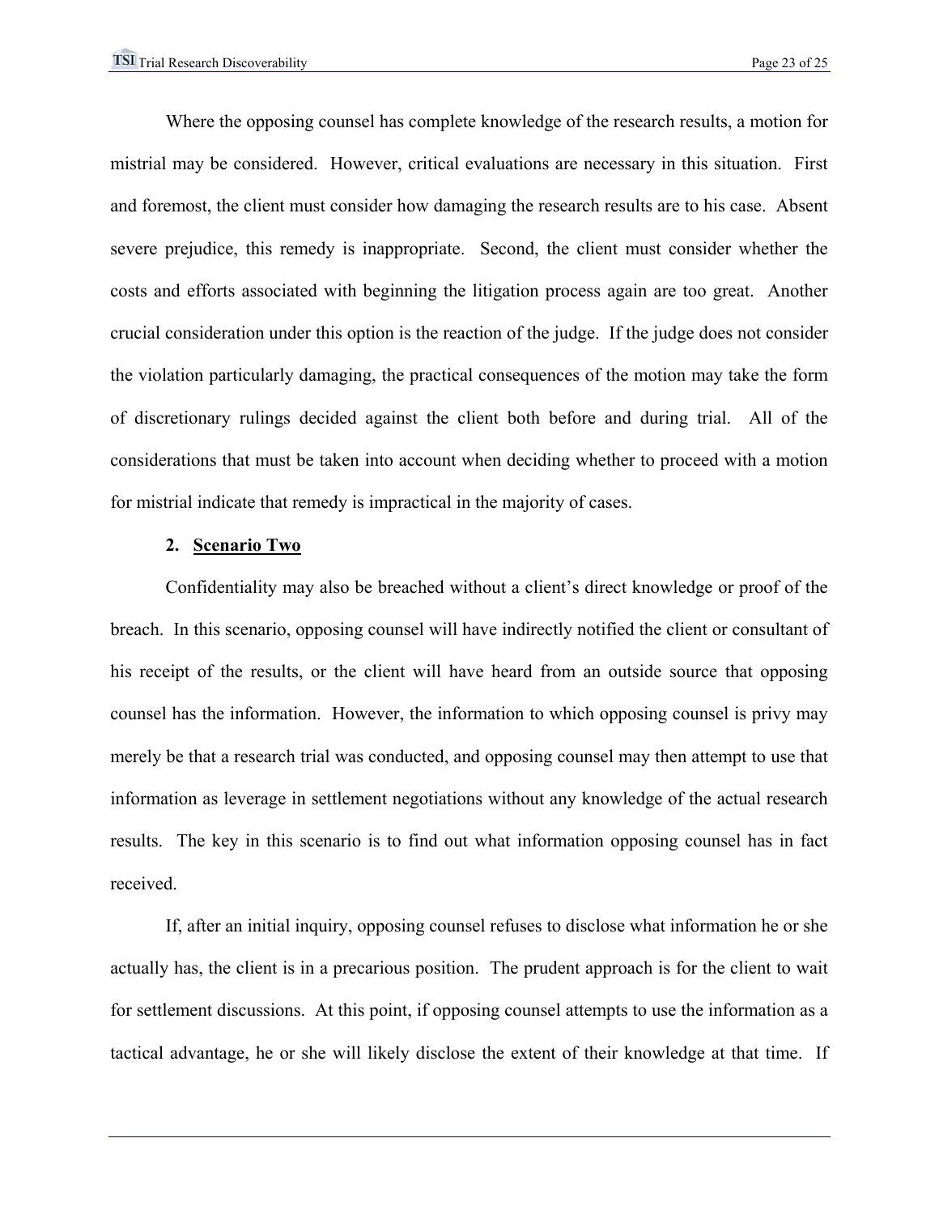Where the opposing counsel has complete knowledge of the research results, a motion for mistrial may be considered. However, critical evaluations are necessary in this situation. First and foremost, the client must consider how damaging the research results are to his case. Absent severe prejudice, this remedy is inappropriate. Second, the client must consider whether the costs and efforts associated with beginning the litigation process again are too great. Another crucial consideration under this option is the reaction of the judge. If the judge does not consider the violation particularly damaging, the practical consequences of the motion may take the form of discretionary rulings decided against the client both before and during trial. All of the considerations that must be taken into account when deciding whether to proceed with a motion for mistrial indicate that remedy is impractical in the majority of cases.

#### 2. **Scenario Two**

Confidentiality may also be breached without a client's direct knowledge or proof of the breach. In this scenario, opposing counsel will have indirectly notified the client or consultant of his receipt of the results, or the client will have heard from an outside source that opposing counsel has the information. However, the information to which opposing counsel is privy may merely be that a research trial was conducted, and opposing counsel may then attempt to use that information as leverage in settlement negotiations without any knowledge of the actual research results. The key in this scenario is to find out what information opposing counsel has in fact received.

If, after an initial inquiry, opposing counsel refuses to disclose what information he or she actually has, the client is in a precarious position. The prudent approach is for the client to wait for settlement discussions. At this point, if opposing counsel attempts to use the information as a tactical advantage, he or she will likely disclose the extent of their knowledge at that time. If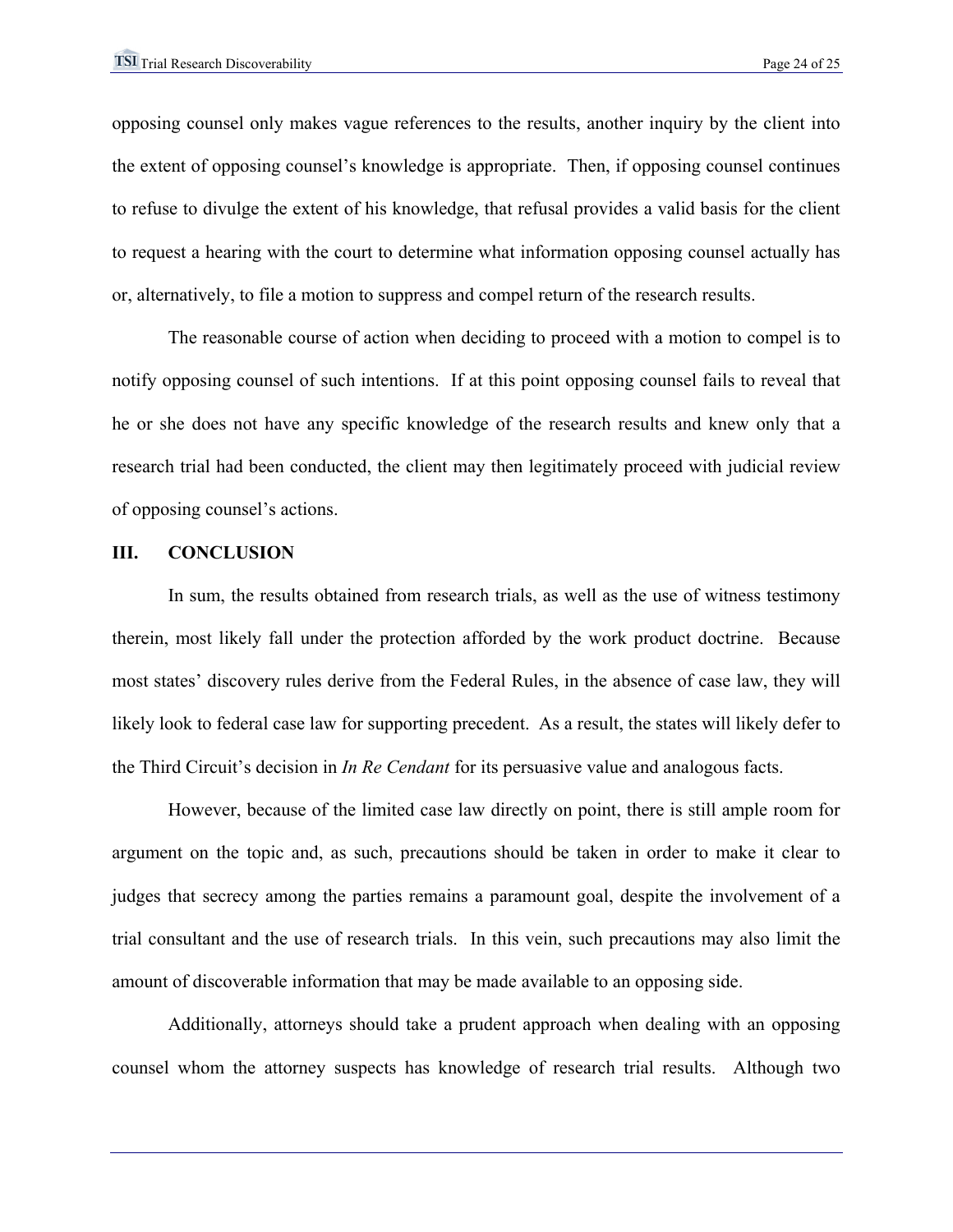opposing counsel only makes vague references to the results, another inquiry by the client into the extent of opposing counsel's knowledge is appropriate. Then, if opposing counsel continues to refuse to divulge the extent of his knowledge, that refusal provides a valid basis for the client to request a hearing with the court to determine what information opposing counsel actually has or, alternatively, to file a motion to suppress and compel return of the research results.

The reasonable course of action when deciding to proceed with a motion to compel is to notify opposing counsel of such intentions. If at this point opposing counsel fails to reveal that he or she does not have any specific knowledge of the research results and knew only that a research trial had been conducted, the client may then legitimately proceed with judicial review of opposing counsel's actions.

## III. CONCLUSION

In sum, the results obtained from research trials, as well as the use of witness testimony therein, most likely fall under the protection afforded by the work product doctrine. Because most states' discovery rules derive from the Federal Rules, in the absence of case law, they will likely look to federal case law for supporting precedent. As a result, the states will likely defer to the Third Circuit's decision in *In Re Cendant* for its persuasive value and analogous facts.

However, because of the limited case law directly on point, there is still ample room for argument on the topic and, as such, precautions should be taken in order to make it clear to judges that secrecy among the parties remains a paramount goal, despite the involvement of a trial consultant and the use of research trials. In this vein, such precautions may also limit the amount of discoverable information that may be made available to an opposing side.

Additionally, attorneys should take a prudent approach when dealing with an opposing counsel whom the attorney suspects has knowledge of research trial results. Although two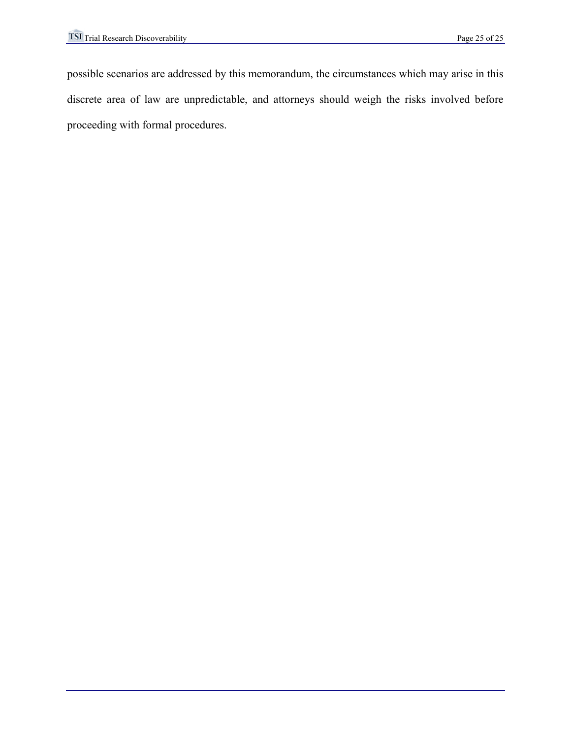possible scenarios are addressed by this memorandum, the circumstances which may arise in this discrete area of law are unpredictable, and attorneys should weigh the risks involved before proceeding with formal procedures.